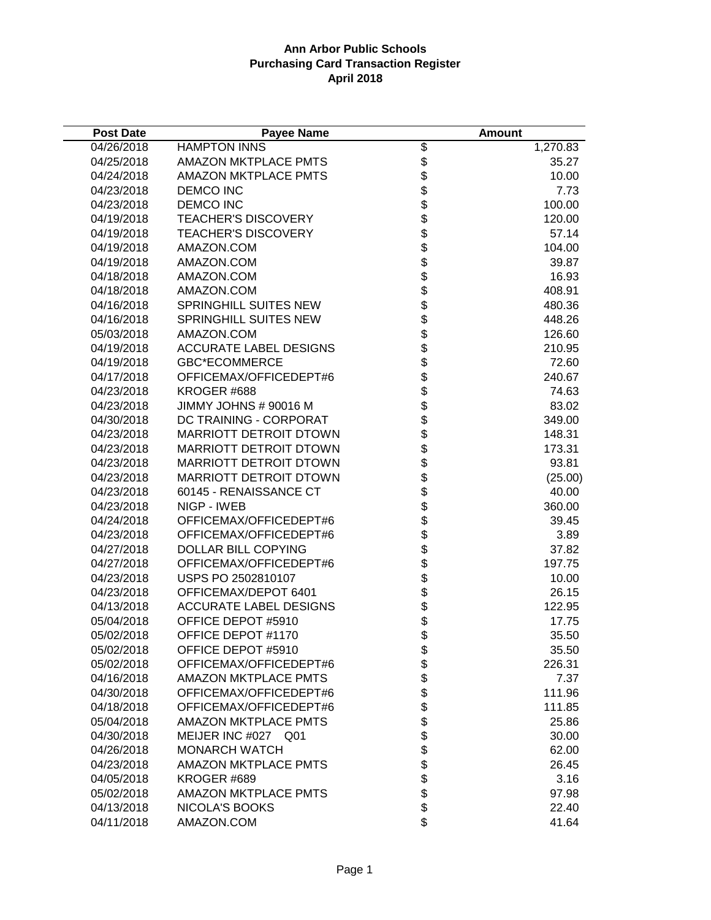**Ann Arbor Public Schools**
**Purchasing Card Transaction Register**
**April 2018**

| Post Date | Payee Name | | Amount |
|---|---|---|---|
| 04/26/2018 | HAMPTON INNS | $ | 1,270.83 |
| 04/25/2018 | AMAZON MKTPLACE PMTS | $ | 35.27 |
| 04/24/2018 | AMAZON MKTPLACE PMTS | $ | 10.00 |
| 04/23/2018 | DEMCO INC | $ | 7.73 |
| 04/23/2018 | DEMCO INC | $ | 100.00 |
| 04/19/2018 | TEACHER'S DISCOVERY | $ | 120.00 |
| 04/19/2018 | TEACHER'S DISCOVERY | $ | 57.14 |
| 04/19/2018 | AMAZON.COM | $ | 104.00 |
| 04/19/2018 | AMAZON.COM | $ | 39.87 |
| 04/18/2018 | AMAZON.COM | $ | 16.93 |
| 04/18/2018 | AMAZON.COM | $ | 408.91 |
| 04/16/2018 | SPRINGHILL SUITES NEW | $ | 480.36 |
| 04/16/2018 | SPRINGHILL SUITES NEW | $ | 448.26 |
| 05/03/2018 | AMAZON.COM | $ | 126.60 |
| 04/19/2018 | ACCURATE LABEL DESIGNS | $ | 210.95 |
| 04/19/2018 | GBC*ECOMMERCE | $ | 72.60 |
| 04/17/2018 | OFFICEMAX/OFFICEDEPT#6 | $ | 240.67 |
| 04/23/2018 | KROGER #688 | $ | 74.63 |
| 04/23/2018 | JIMMY JOHNS # 90016 M | $ | 83.02 |
| 04/30/2018 | DC TRAINING - CORPORAT | $ | 349.00 |
| 04/23/2018 | MARRIOTT DETROIT DTOWN | $ | 148.31 |
| 04/23/2018 | MARRIOTT DETROIT DTOWN | $ | 173.31 |
| 04/23/2018 | MARRIOTT DETROIT DTOWN | $ | 93.81 |
| 04/23/2018 | MARRIOTT DETROIT DTOWN | $ | (25.00) |
| 04/23/2018 | 60145 - RENAISSANCE CT | $ | 40.00 |
| 04/23/2018 | NIGP - IWEB | $ | 360.00 |
| 04/24/2018 | OFFICEMAX/OFFICEDEPT#6 | $ | 39.45 |
| 04/23/2018 | OFFICEMAX/OFFICEDEPT#6 | $ | 3.89 |
| 04/27/2018 | DOLLAR BILL COPYING | $ | 37.82 |
| 04/27/2018 | OFFICEMAX/OFFICEDEPT#6 | $ | 197.75 |
| 04/23/2018 | USPS PO 2502810107 | $ | 10.00 |
| 04/23/2018 | OFFICEMAX/DEPOT 6401 | $ | 26.15 |
| 04/13/2018 | ACCURATE LABEL DESIGNS | $ | 122.95 |
| 05/04/2018 | OFFICE DEPOT #5910 | $ | 17.75 |
| 05/02/2018 | OFFICE DEPOT #1170 | $ | 35.50 |
| 05/02/2018 | OFFICE DEPOT #5910 | $ | 35.50 |
| 05/02/2018 | OFFICEMAX/OFFICEDEPT#6 | $ | 226.31 |
| 04/16/2018 | AMAZON MKTPLACE PMTS | $ | 7.37 |
| 04/30/2018 | OFFICEMAX/OFFICEDEPT#6 | $ | 111.96 |
| 04/18/2018 | OFFICEMAX/OFFICEDEPT#6 | $ | 111.85 |
| 05/04/2018 | AMAZON MKTPLACE PMTS | $ | 25.86 |
| 04/30/2018 | MEIJER INC #027 Q01 | $ | 30.00 |
| 04/26/2018 | MONARCH WATCH | $ | 62.00 |
| 04/23/2018 | AMAZON MKTPLACE PMTS | $ | 26.45 |
| 04/05/2018 | KROGER #689 | $ | 3.16 |
| 05/02/2018 | AMAZON MKTPLACE PMTS | $ | 97.98 |
| 04/13/2018 | NICOLA'S BOOKS | $ | 22.40 |
| 04/11/2018 | AMAZON.COM | $ | 41.64 |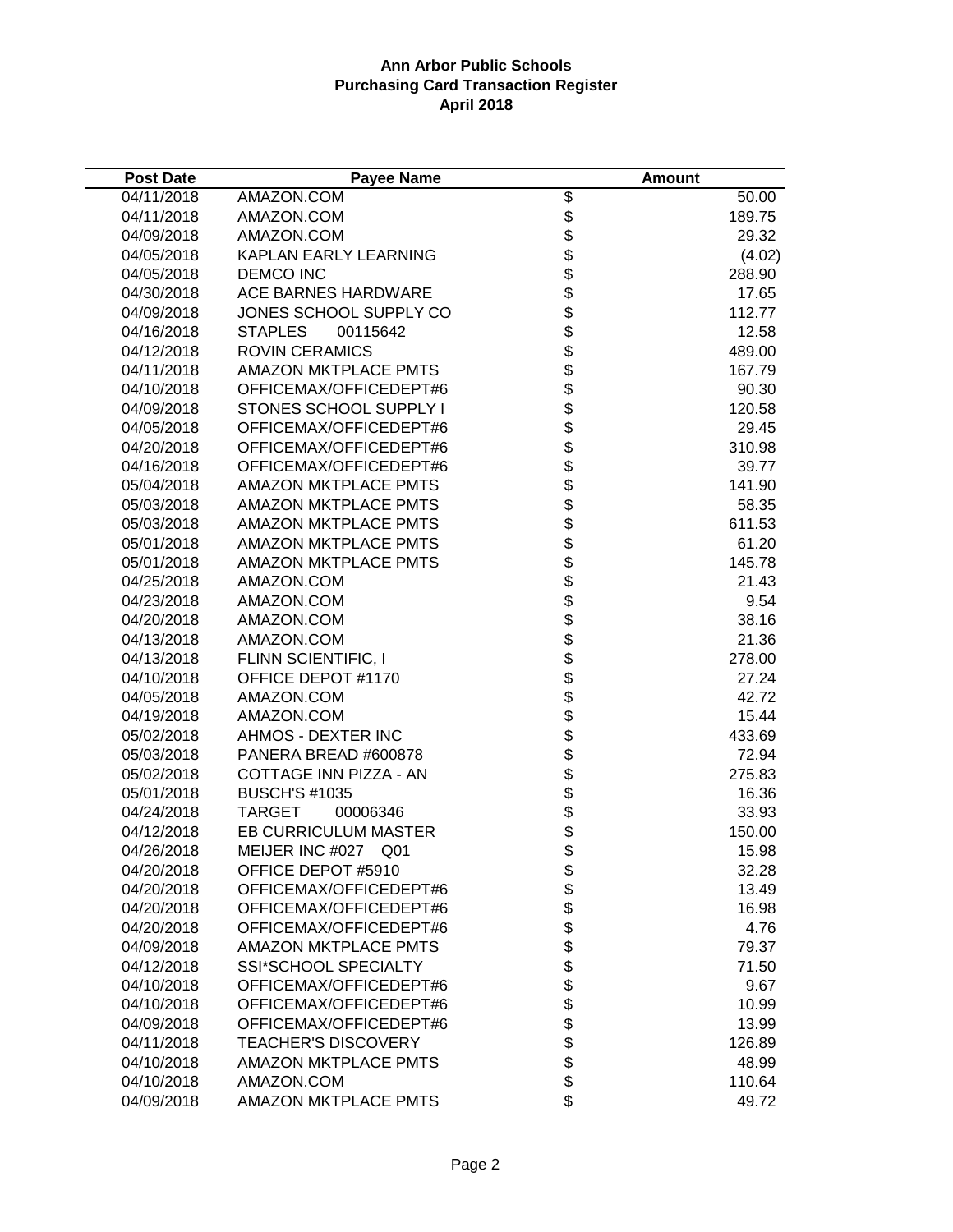**Ann Arbor Public Schools**
**Purchasing Card Transaction Register**
**April 2018**

| Post Date | Payee Name | Amount |
|---|---|---|
| 04/11/2018 | AMAZON.COM | $ 50.00 |
| 04/11/2018 | AMAZON.COM | $ 189.75 |
| 04/09/2018 | AMAZON.COM | $ 29.32 |
| 04/05/2018 | KAPLAN EARLY LEARNING | $ (4.02) |
| 04/05/2018 | DEMCO INC | $ 288.90 |
| 04/30/2018 | ACE BARNES HARDWARE | $ 17.65 |
| 04/09/2018 | JONES SCHOOL SUPPLY CO | $ 112.77 |
| 04/16/2018 | STAPLES 00115642 | $ 12.58 |
| 04/12/2018 | ROVIN CERAMICS | $ 489.00 |
| 04/11/2018 | AMAZON MKTPLACE PMTS | $ 167.79 |
| 04/10/2018 | OFFICEMAX/OFFICEDEPT#6 | $ 90.30 |
| 04/09/2018 | STONES SCHOOL SUPPLY I | $ 120.58 |
| 04/05/2018 | OFFICEMAX/OFFICEDEPT#6 | $ 29.45 |
| 04/20/2018 | OFFICEMAX/OFFICEDEPT#6 | $ 310.98 |
| 04/16/2018 | OFFICEMAX/OFFICEDEPT#6 | $ 39.77 |
| 05/04/2018 | AMAZON MKTPLACE PMTS | $ 141.90 |
| 05/03/2018 | AMAZON MKTPLACE PMTS | $ 58.35 |
| 05/03/2018 | AMAZON MKTPLACE PMTS | $ 611.53 |
| 05/01/2018 | AMAZON MKTPLACE PMTS | $ 61.20 |
| 05/01/2018 | AMAZON MKTPLACE PMTS | $ 145.78 |
| 04/25/2018 | AMAZON.COM | $ 21.43 |
| 04/23/2018 | AMAZON.COM | $ 9.54 |
| 04/20/2018 | AMAZON.COM | $ 38.16 |
| 04/13/2018 | AMAZON.COM | $ 21.36 |
| 04/13/2018 | FLINN SCIENTIFIC, I | $ 278.00 |
| 04/10/2018 | OFFICE DEPOT #1170 | $ 27.24 |
| 04/05/2018 | AMAZON.COM | $ 42.72 |
| 04/19/2018 | AMAZON.COM | $ 15.44 |
| 05/02/2018 | AHMOS - DEXTER INC | $ 433.69 |
| 05/03/2018 | PANERA BREAD #600878 | $ 72.94 |
| 05/02/2018 | COTTAGE INN PIZZA - AN | $ 275.83 |
| 05/01/2018 | BUSCH'S #1035 | $ 16.36 |
| 04/24/2018 | TARGET 00006346 | $ 33.93 |
| 04/12/2018 | EB CURRICULUM MASTER | $ 150.00 |
| 04/26/2018 | MEIJER INC #027 Q01 | $ 15.98 |
| 04/20/2018 | OFFICE DEPOT #5910 | $ 32.28 |
| 04/20/2018 | OFFICEMAX/OFFICEDEPT#6 | $ 13.49 |
| 04/20/2018 | OFFICEMAX/OFFICEDEPT#6 | $ 16.98 |
| 04/20/2018 | OFFICEMAX/OFFICEDEPT#6 | $ 4.76 |
| 04/09/2018 | AMAZON MKTPLACE PMTS | $ 79.37 |
| 04/12/2018 | SSI*SCHOOL SPECIALTY | $ 71.50 |
| 04/10/2018 | OFFICEMAX/OFFICEDEPT#6 | $ 9.67 |
| 04/10/2018 | OFFICEMAX/OFFICEDEPT#6 | $ 10.99 |
| 04/09/2018 | OFFICEMAX/OFFICEDEPT#6 | $ 13.99 |
| 04/11/2018 | TEACHER'S DISCOVERY | $ 126.89 |
| 04/10/2018 | AMAZON MKTPLACE PMTS | $ 48.99 |
| 04/10/2018 | AMAZON.COM | $ 110.64 |
| 04/09/2018 | AMAZON MKTPLACE PMTS | $ 49.72 |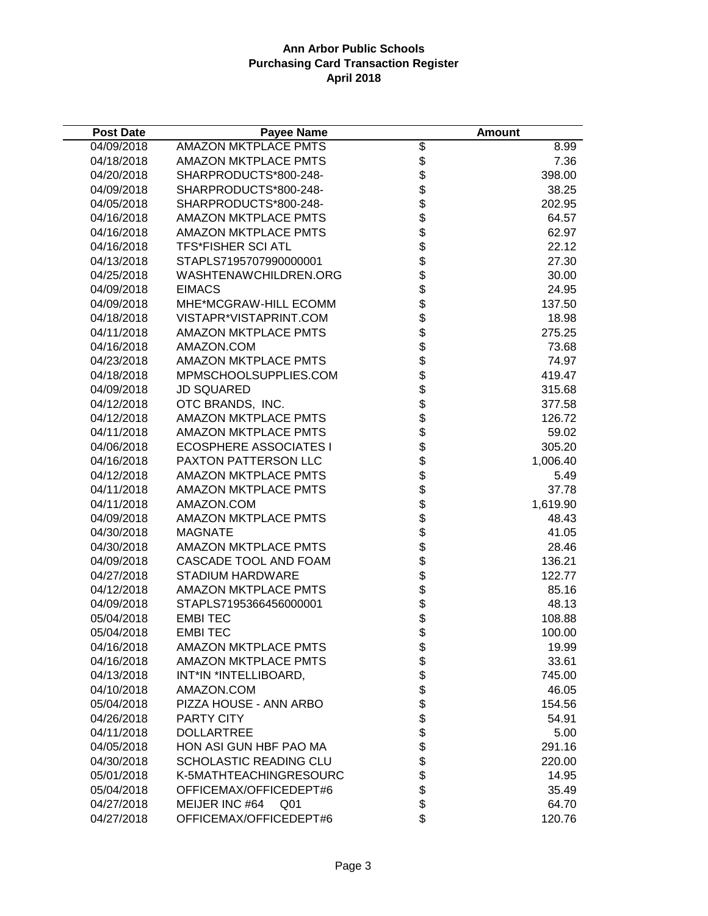**Ann Arbor Public Schools**
**Purchasing Card Transaction Register**
**April 2018**

| Post Date | Payee Name | Amount |
|---|---|---|
| 04/09/2018 | AMAZON MKTPLACE PMTS | $ 8.99 |
| 04/18/2018 | AMAZON MKTPLACE PMTS | $ 7.36 |
| 04/20/2018 | SHARPRODUCTS*800-248- | $ 398.00 |
| 04/09/2018 | SHARPRODUCTS*800-248- | $ 38.25 |
| 04/05/2018 | SHARPRODUCTS*800-248- | $ 202.95 |
| 04/16/2018 | AMAZON MKTPLACE PMTS | $ 64.57 |
| 04/16/2018 | AMAZON MKTPLACE PMTS | $ 62.97 |
| 04/16/2018 | TFS*FISHER SCI ATL | $ 22.12 |
| 04/13/2018 | STAPLS7195707990000001 | $ 27.30 |
| 04/25/2018 | WASHTENAWCHILDREN.ORG | $ 30.00 |
| 04/09/2018 | EIMACS | $ 24.95 |
| 04/09/2018 | MHE*MCGRAW-HILL ECOMM | $ 137.50 |
| 04/18/2018 | VISTAPR*VISTAPRINT.COM | $ 18.98 |
| 04/11/2018 | AMAZON MKTPLACE PMTS | $ 275.25 |
| 04/16/2018 | AMAZON.COM | $ 73.68 |
| 04/23/2018 | AMAZON MKTPLACE PMTS | $ 74.97 |
| 04/18/2018 | MPMSCHOOLSUPPLIES.COM | $ 419.47 |
| 04/09/2018 | JD SQUARED | $ 315.68 |
| 04/12/2018 | OTC BRANDS, INC. | $ 377.58 |
| 04/12/2018 | AMAZON MKTPLACE PMTS | $ 126.72 |
| 04/11/2018 | AMAZON MKTPLACE PMTS | $ 59.02 |
| 04/06/2018 | ECOSPHERE ASSOCIATES I | $ 305.20 |
| 04/16/2018 | PAXTON PATTERSON LLC | $ 1,006.40 |
| 04/12/2018 | AMAZON MKTPLACE PMTS | $ 5.49 |
| 04/11/2018 | AMAZON MKTPLACE PMTS | $ 37.78 |
| 04/11/2018 | AMAZON.COM | $ 1,619.90 |
| 04/09/2018 | AMAZON MKTPLACE PMTS | $ 48.43 |
| 04/30/2018 | MAGNATE | $ 41.05 |
| 04/30/2018 | AMAZON MKTPLACE PMTS | $ 28.46 |
| 04/09/2018 | CASCADE TOOL AND FOAM | $ 136.21 |
| 04/27/2018 | STADIUM HARDWARE | $ 122.77 |
| 04/12/2018 | AMAZON MKTPLACE PMTS | $ 85.16 |
| 04/09/2018 | STAPLS7195366456000001 | $ 48.13 |
| 05/04/2018 | EMBI TEC | $ 108.88 |
| 05/04/2018 | EMBI TEC | $ 100.00 |
| 04/16/2018 | AMAZON MKTPLACE PMTS | $ 19.99 |
| 04/16/2018 | AMAZON MKTPLACE PMTS | $ 33.61 |
| 04/13/2018 | INT*IN *INTELLIBOARD, | $ 745.00 |
| 04/10/2018 | AMAZON.COM | $ 46.05 |
| 05/04/2018 | PIZZA HOUSE - ANN ARBO | $ 154.56 |
| 04/26/2018 | PARTY CITY | $ 54.91 |
| 04/11/2018 | DOLLARTREE | $ 5.00 |
| 04/05/2018 | HON ASI GUN HBF PAO MA | $ 291.16 |
| 04/30/2018 | SCHOLASTIC READING CLU | $ 220.00 |
| 05/01/2018 | K-5MATHTEACHINGRESOURC | $ 14.95 |
| 05/04/2018 | OFFICEMAX/OFFICEDEPT#6 | $ 35.49 |
| 04/27/2018 | MEIJER INC #64 Q01 | $ 64.70 |
| 04/27/2018 | OFFICEMAX/OFFICEDEPT#6 | $ 120.76 |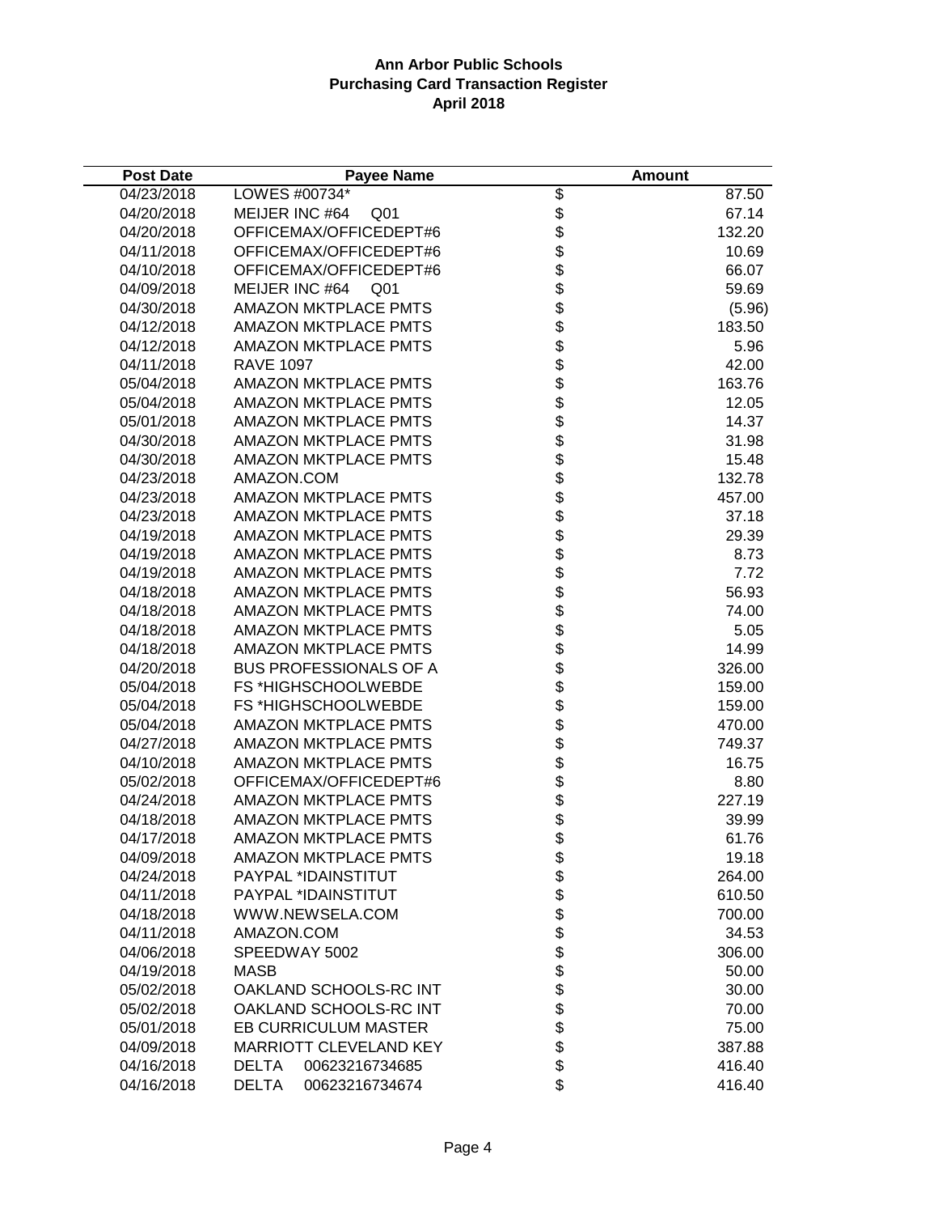# Ann Arbor Public Schools
## Purchasing Card Transaction Register
### April 2018

| Post Date | Payee Name | Amount |
|---|---|---|
| 04/23/2018 | LOWES #00734* | $ 87.50 |
| 04/20/2018 | MEIJER INC #64 Q01 | $ 67.14 |
| 04/20/2018 | OFFICEMAX/OFFICEDEPT#6 | $ 132.20 |
| 04/11/2018 | OFFICEMAX/OFFICEDEPT#6 | $ 10.69 |
| 04/10/2018 | OFFICEMAX/OFFICEDEPT#6 | $ 66.07 |
| 04/09/2018 | MEIJER INC #64 Q01 | $ 59.69 |
| 04/30/2018 | AMAZON MKTPLACE PMTS | $ (5.96) |
| 04/12/2018 | AMAZON MKTPLACE PMTS | $ 183.50 |
| 04/12/2018 | AMAZON MKTPLACE PMTS | $ 5.96 |
| 04/11/2018 | RAVE 1097 | $ 42.00 |
| 05/04/2018 | AMAZON MKTPLACE PMTS | $ 163.76 |
| 05/04/2018 | AMAZON MKTPLACE PMTS | $ 12.05 |
| 05/01/2018 | AMAZON MKTPLACE PMTS | $ 14.37 |
| 04/30/2018 | AMAZON MKTPLACE PMTS | $ 31.98 |
| 04/30/2018 | AMAZON MKTPLACE PMTS | $ 15.48 |
| 04/23/2018 | AMAZON.COM | $ 132.78 |
| 04/23/2018 | AMAZON MKTPLACE PMTS | $ 457.00 |
| 04/23/2018 | AMAZON MKTPLACE PMTS | $ 37.18 |
| 04/19/2018 | AMAZON MKTPLACE PMTS | $ 29.39 |
| 04/19/2018 | AMAZON MKTPLACE PMTS | $ 8.73 |
| 04/19/2018 | AMAZON MKTPLACE PMTS | $ 7.72 |
| 04/18/2018 | AMAZON MKTPLACE PMTS | $ 56.93 |
| 04/18/2018 | AMAZON MKTPLACE PMTS | $ 74.00 |
| 04/18/2018 | AMAZON MKTPLACE PMTS | $ 5.05 |
| 04/18/2018 | AMAZON MKTPLACE PMTS | $ 14.99 |
| 04/20/2018 | BUS PROFESSIONALS OF A | $ 326.00 |
| 05/04/2018 | FS *HIGHSCHOOLWEBDE | $ 159.00 |
| 05/04/2018 | FS *HIGHSCHOOLWEBDE | $ 159.00 |
| 05/04/2018 | AMAZON MKTPLACE PMTS | $ 470.00 |
| 04/27/2018 | AMAZON MKTPLACE PMTS | $ 749.37 |
| 04/10/2018 | AMAZON MKTPLACE PMTS | $ 16.75 |
| 05/02/2018 | OFFICEMAX/OFFICEDEPT#6 | $ 8.80 |
| 04/24/2018 | AMAZON MKTPLACE PMTS | $ 227.19 |
| 04/18/2018 | AMAZON MKTPLACE PMTS | $ 39.99 |
| 04/17/2018 | AMAZON MKTPLACE PMTS | $ 61.76 |
| 04/09/2018 | AMAZON MKTPLACE PMTS | $ 19.18 |
| 04/24/2018 | PAYPAL *IDAINSTITUT | $ 264.00 |
| 04/11/2018 | PAYPAL *IDAINSTITUT | $ 610.50 |
| 04/18/2018 | WWW.NEWSELA.COM | $ 700.00 |
| 04/11/2018 | AMAZON.COM | $ 34.53 |
| 04/06/2018 | SPEEDWAY 5002 | $ 306.00 |
| 04/19/2018 | MASB | $ 50.00 |
| 05/02/2018 | OAKLAND SCHOOLS-RC INT | $ 30.00 |
| 05/02/2018 | OAKLAND SCHOOLS-RC INT | $ 70.00 |
| 05/01/2018 | EB CURRICULUM MASTER | $ 75.00 |
| 04/09/2018 | MARRIOTT CLEVELAND KEY | $ 387.88 |
| 04/16/2018 | DELTA 00623216734685 | $ 416.40 |
| 04/16/2018 | DELTA 00623216734674 | $ 416.40 |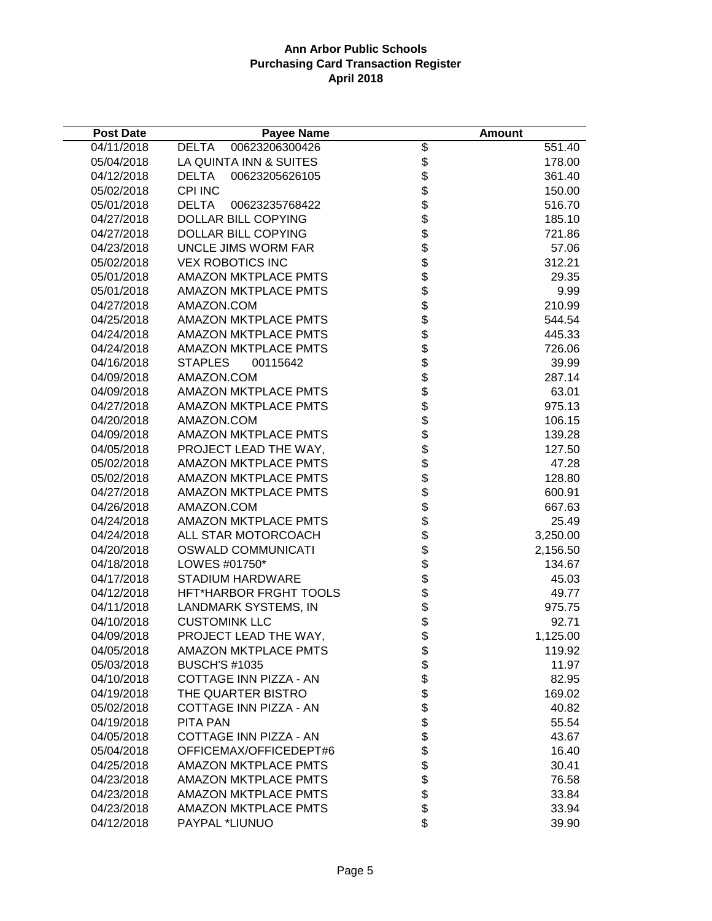# Ann Arbor Public Schools
## Purchasing Card Transaction Register
### April 2018

| Post Date | Payee Name | Amount |
|---|---|---|
| 04/11/2018 | DELTA 00623206300426 | $ 551.40 |
| 05/04/2018 | LA QUINTA INN & SUITES | $ 178.00 |
| 04/12/2018 | DELTA 00623205626105 | $ 361.40 |
| 05/02/2018 | CPI INC | $ 150.00 |
| 05/01/2018 | DELTA 00623235768422 | $ 516.70 |
| 04/27/2018 | DOLLAR BILL COPYING | $ 185.10 |
| 04/27/2018 | DOLLAR BILL COPYING | $ 721.86 |
| 04/23/2018 | UNCLE JIMS WORM FAR | $ 57.06 |
| 05/02/2018 | VEX ROBOTICS INC | $ 312.21 |
| 05/01/2018 | AMAZON MKTPLACE PMTS | $ 29.35 |
| 05/01/2018 | AMAZON MKTPLACE PMTS | $ 9.99 |
| 04/27/2018 | AMAZON.COM | $ 210.99 |
| 04/25/2018 | AMAZON MKTPLACE PMTS | $ 544.54 |
| 04/24/2018 | AMAZON MKTPLACE PMTS | $ 445.33 |
| 04/24/2018 | AMAZON MKTPLACE PMTS | $ 726.06 |
| 04/16/2018 | STAPLES 00115642 | $ 39.99 |
| 04/09/2018 | AMAZON.COM | $ 287.14 |
| 04/09/2018 | AMAZON MKTPLACE PMTS | $ 63.01 |
| 04/27/2018 | AMAZON MKTPLACE PMTS | $ 975.13 |
| 04/20/2018 | AMAZON.COM | $ 106.15 |
| 04/09/2018 | AMAZON MKTPLACE PMTS | $ 139.28 |
| 04/05/2018 | PROJECT LEAD THE WAY, | $ 127.50 |
| 05/02/2018 | AMAZON MKTPLACE PMTS | $ 47.28 |
| 05/02/2018 | AMAZON MKTPLACE PMTS | $ 128.80 |
| 04/27/2018 | AMAZON MKTPLACE PMTS | $ 600.91 |
| 04/26/2018 | AMAZON.COM | $ 667.63 |
| 04/24/2018 | AMAZON MKTPLACE PMTS | $ 25.49 |
| 04/24/2018 | ALL STAR MOTORCOACH | $ 3,250.00 |
| 04/20/2018 | OSWALD COMMUNICATI | $ 2,156.50 |
| 04/18/2018 | LOWES #01750* | $ 134.67 |
| 04/17/2018 | STADIUM HARDWARE | $ 45.03 |
| 04/12/2018 | HFT*HARBOR FRGHT TOOLS | $ 49.77 |
| 04/11/2018 | LANDMARK SYSTEMS, IN | $ 975.75 |
| 04/10/2018 | CUSTOMINK LLC | $ 92.71 |
| 04/09/2018 | PROJECT LEAD THE WAY, | $ 1,125.00 |
| 04/05/2018 | AMAZON MKTPLACE PMTS | $ 119.92 |
| 05/03/2018 | BUSCH'S #1035 | $ 11.97 |
| 04/10/2018 | COTTAGE INN PIZZA - AN | $ 82.95 |
| 04/19/2018 | THE QUARTER BISTRO | $ 169.02 |
| 05/02/2018 | COTTAGE INN PIZZA - AN | $ 40.82 |
| 04/19/2018 | PITA PAN | $ 55.54 |
| 04/05/2018 | COTTAGE INN PIZZA - AN | $ 43.67 |
| 05/04/2018 | OFFICEMAX/OFFICEDEPT#6 | $ 16.40 |
| 04/25/2018 | AMAZON MKTPLACE PMTS | $ 30.41 |
| 04/23/2018 | AMAZON MKTPLACE PMTS | $ 76.58 |
| 04/23/2018 | AMAZON MKTPLACE PMTS | $ 33.84 |
| 04/23/2018 | AMAZON MKTPLACE PMTS | $ 33.94 |
| 04/12/2018 | PAYPAL *LIUNUO | $ 39.90 |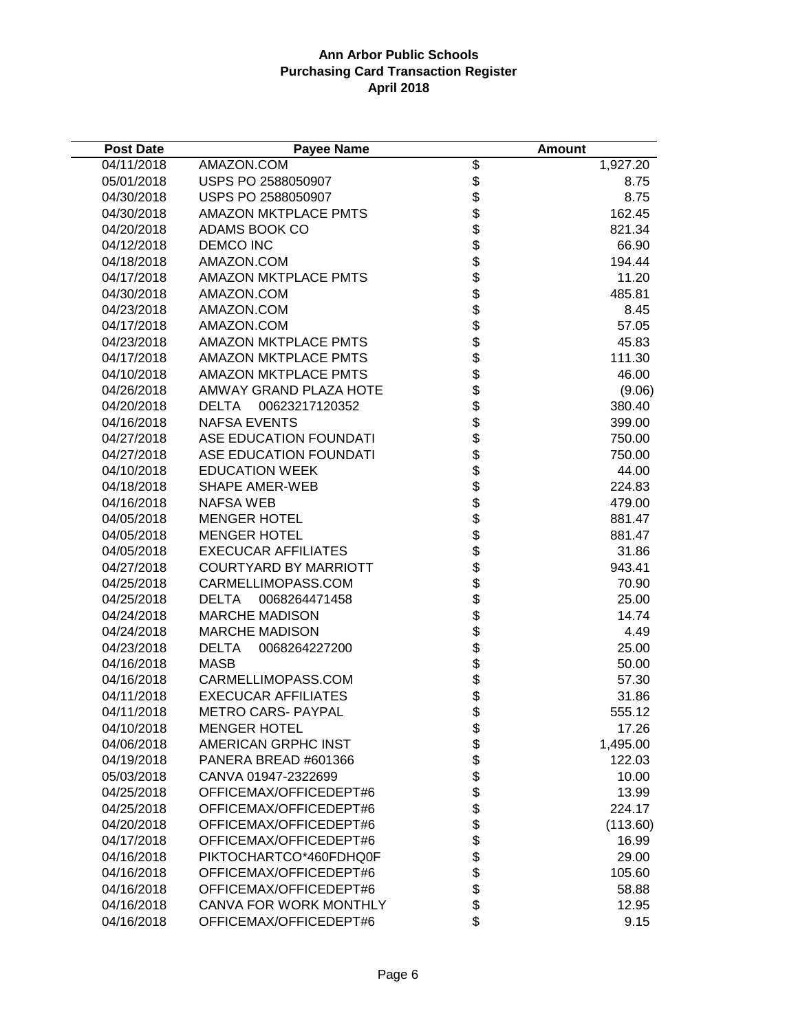# Ann Arbor Public Schools
## Purchasing Card Transaction Register
### April 2018

| Post Date | Payee Name | | Amount |
|---|---|---|---|
| 04/11/2018 | AMAZON.COM | $ | 1,927.20 |
| 05/01/2018 | USPS PO 2588050907 | $ | 8.75 |
| 04/30/2018 | USPS PO 2588050907 | $ | 8.75 |
| 04/30/2018 | AMAZON MKTPLACE PMTS | $ | 162.45 |
| 04/20/2018 | ADAMS BOOK CO | $ | 821.34 |
| 04/12/2018 | DEMCO INC | $ | 66.90 |
| 04/18/2018 | AMAZON.COM | $ | 194.44 |
| 04/17/2018 | AMAZON MKTPLACE PMTS | $ | 11.20 |
| 04/30/2018 | AMAZON.COM | $ | 485.81 |
| 04/23/2018 | AMAZON.COM | $ | 8.45 |
| 04/17/2018 | AMAZON.COM | $ | 57.05 |
| 04/23/2018 | AMAZON MKTPLACE PMTS | $ | 45.83 |
| 04/17/2018 | AMAZON MKTPLACE PMTS | $ | 111.30 |
| 04/10/2018 | AMAZON MKTPLACE PMTS | $ | 46.00 |
| 04/26/2018 | AMWAY GRAND PLAZA HOTE | $ | (9.06) |
| 04/20/2018 | DELTA 00623217120352 | $ | 380.40 |
| 04/16/2018 | NAFSA EVENTS | $ | 399.00 |
| 04/27/2018 | ASE EDUCATION FOUNDATI | $ | 750.00 |
| 04/27/2018 | ASE EDUCATION FOUNDATI | $ | 750.00 |
| 04/10/2018 | EDUCATION WEEK | $ | 44.00 |
| 04/18/2018 | SHAPE AMER-WEB | $ | 224.83 |
| 04/16/2018 | NAFSA WEB | $ | 479.00 |
| 04/05/2018 | MENGER HOTEL | $ | 881.47 |
| 04/05/2018 | MENGER HOTEL | $ | 881.47 |
| 04/05/2018 | EXECUCAR AFFILIATES | $ | 31.86 |
| 04/27/2018 | COURTYARD BY MARRIOTT | $ | 943.41 |
| 04/25/2018 | CARMELLIMOPASS.COM | $ | 70.90 |
| 04/25/2018 | DELTA 0068264471458 | $ | 25.00 |
| 04/24/2018 | MARCHE MADISON | $ | 14.74 |
| 04/24/2018 | MARCHE MADISON | $ | 4.49 |
| 04/23/2018 | DELTA 0068264227200 | $ | 25.00 |
| 04/16/2018 | MASB | $ | 50.00 |
| 04/16/2018 | CARMELLIMOPASS.COM | $ | 57.30 |
| 04/11/2018 | EXECUCAR AFFILIATES | $ | 31.86 |
| 04/11/2018 | METRO CARS- PAYPAL | $ | 555.12 |
| 04/10/2018 | MENGER HOTEL | $ | 17.26 |
| 04/06/2018 | AMERICAN GRPHC INST | $ | 1,495.00 |
| 04/19/2018 | PANERA BREAD #601366 | $ | 122.03 |
| 05/03/2018 | CANVA 01947-2322699 | $ | 10.00 |
| 04/25/2018 | OFFICEMAX/OFFICEDEPT#6 | $ | 13.99 |
| 04/25/2018 | OFFICEMAX/OFFICEDEPT#6 | $ | 224.17 |
| 04/20/2018 | OFFICEMAX/OFFICEDEPT#6 | $ | (113.60) |
| 04/17/2018 | OFFICEMAX/OFFICEDEPT#6 | $ | 16.99 |
| 04/16/2018 | PIKTOCHARTCO*460FDHQ0F | $ | 29.00 |
| 04/16/2018 | OFFICEMAX/OFFICEDEPT#6 | $ | 105.60 |
| 04/16/2018 | OFFICEMAX/OFFICEDEPT#6 | $ | 58.88 |
| 04/16/2018 | CANVA FOR WORK MONTHLY | $ | 12.95 |
| 04/16/2018 | OFFICEMAX/OFFICEDEPT#6 | $ | 9.15 |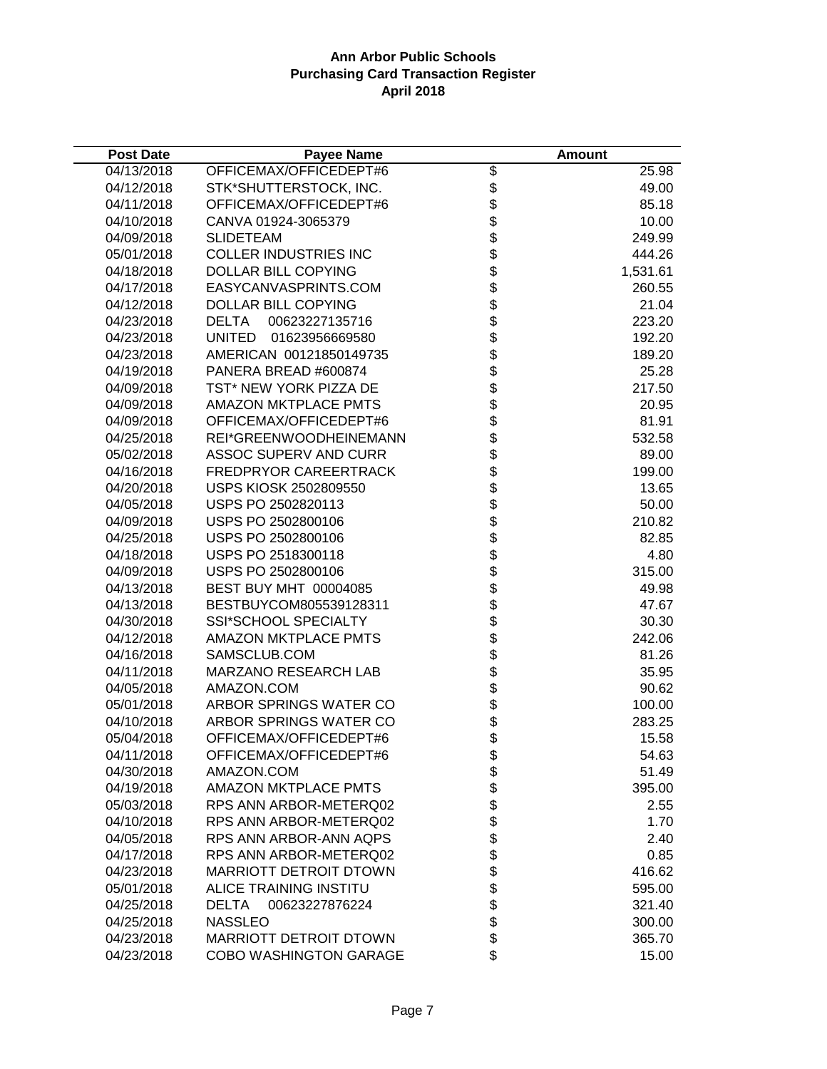**Ann Arbor Public Schools**
**Purchasing Card Transaction Register**
**April 2018**

| Post Date | Payee Name | Amount |
|---|---|---|
| 04/13/2018 | OFFICEMAX/OFFICEDEPT#6 | $ 25.98 |
| 04/12/2018 | STK*SHUTTERSTOCK, INC. | $ 49.00 |
| 04/11/2018 | OFFICEMAX/OFFICEDEPT#6 | $ 85.18 |
| 04/10/2018 | CANVA 01924-3065379 | $ 10.00 |
| 04/09/2018 | SLIDETEAM | $ 249.99 |
| 05/01/2018 | COLLER INDUSTRIES INC | $ 444.26 |
| 04/18/2018 | DOLLAR BILL COPYING | $ 1,531.61 |
| 04/17/2018 | EASYCANVASPRINTS.COM | $ 260.55 |
| 04/12/2018 | DOLLAR BILL COPYING | $ 21.04 |
| 04/23/2018 | DELTA 00623227135716 | $ 223.20 |
| 04/23/2018 | UNITED 01623956669580 | $ 192.20 |
| 04/23/2018 | AMERICAN 00121850149735 | $ 189.20 |
| 04/19/2018 | PANERA BREAD #600874 | $ 25.28 |
| 04/09/2018 | TST* NEW YORK PIZZA DE | $ 217.50 |
| 04/09/2018 | AMAZON MKTPLACE PMTS | $ 20.95 |
| 04/09/2018 | OFFICEMAX/OFFICEDEPT#6 | $ 81.91 |
| 04/25/2018 | REI*GREENWOODHEINEMANN | $ 532.58 |
| 05/02/2018 | ASSOC SUPERV AND CURR | $ 89.00 |
| 04/16/2018 | FREDPRYOR CAREERTRACK | $ 199.00 |
| 04/20/2018 | USPS KIOSK 2502809550 | $ 13.65 |
| 04/05/2018 | USPS PO 2502820113 | $ 50.00 |
| 04/09/2018 | USPS PO 2502800106 | $ 210.82 |
| 04/25/2018 | USPS PO 2502800106 | $ 82.85 |
| 04/18/2018 | USPS PO 2518300118 | $ 4.80 |
| 04/09/2018 | USPS PO 2502800106 | $ 315.00 |
| 04/13/2018 | BEST BUY MHT 00004085 | $ 49.98 |
| 04/13/2018 | BESTBUYCOM805539128311 | $ 47.67 |
| 04/30/2018 | SSI*SCHOOL SPECIALTY | $ 30.30 |
| 04/12/2018 | AMAZON MKTPLACE PMTS | $ 242.06 |
| 04/16/2018 | SAMSCLUB.COM | $ 81.26 |
| 04/11/2018 | MARZANO RESEARCH LAB | $ 35.95 |
| 04/05/2018 | AMAZON.COM | $ 90.62 |
| 05/01/2018 | ARBOR SPRINGS WATER CO | $ 100.00 |
| 04/10/2018 | ARBOR SPRINGS WATER CO | $ 283.25 |
| 05/04/2018 | OFFICEMAX/OFFICEDEPT#6 | $ 15.58 |
| 04/11/2018 | OFFICEMAX/OFFICEDEPT#6 | $ 54.63 |
| 04/30/2018 | AMAZON.COM | $ 51.49 |
| 04/19/2018 | AMAZON MKTPLACE PMTS | $ 395.00 |
| 05/03/2018 | RPS ANN ARBOR-METERQ02 | $ 2.55 |
| 04/10/2018 | RPS ANN ARBOR-METERQ02 | $ 1.70 |
| 04/05/2018 | RPS ANN ARBOR-ANN AQPS | $ 2.40 |
| 04/17/2018 | RPS ANN ARBOR-METERQ02 | $ 0.85 |
| 04/23/2018 | MARRIOTT DETROIT DTOWN | $ 416.62 |
| 05/01/2018 | ALICE TRAINING INSTITU | $ 595.00 |
| 04/25/2018 | DELTA 00623227876224 | $ 321.40 |
| 04/25/2018 | NASSLEO | $ 300.00 |
| 04/23/2018 | MARRIOTT DETROIT DTOWN | $ 365.70 |
| 04/23/2018 | COBO WASHINGTON GARAGE | $ 15.00 |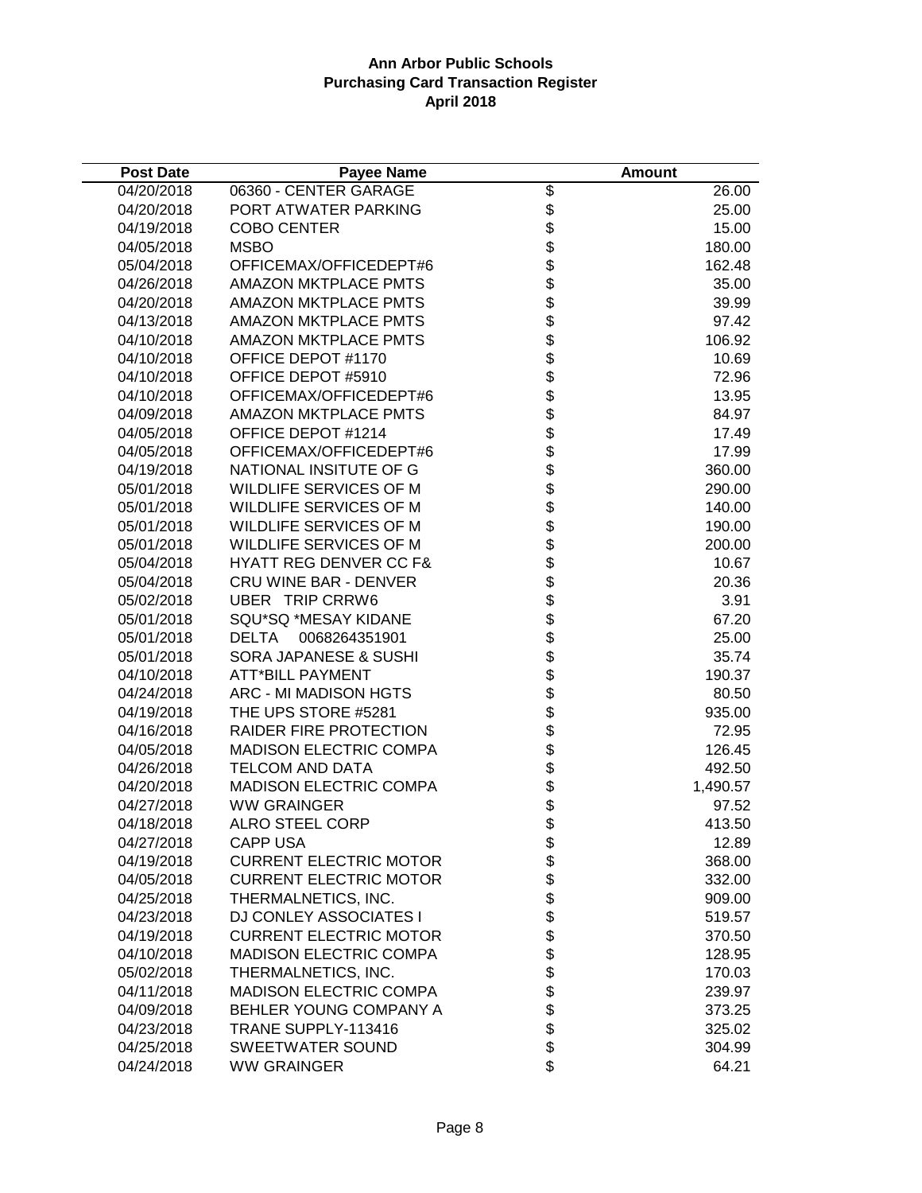**Ann Arbor Public Schools**
**Purchasing Card Transaction Register**
**April 2018**

| Post Date | Payee Name | Amount |
|---|---|---|
| 04/20/2018 | 06360 - CENTER GARAGE | $ 26.00 |
| 04/20/2018 | PORT ATWATER PARKING | $ 25.00 |
| 04/19/2018 | COBO CENTER | $ 15.00 |
| 04/05/2018 | MSBO | $ 180.00 |
| 05/04/2018 | OFFICEMAX/OFFICEDEPT#6 | $ 162.48 |
| 04/26/2018 | AMAZON MKTPLACE PMTS | $ 35.00 |
| 04/20/2018 | AMAZON MKTPLACE PMTS | $ 39.99 |
| 04/13/2018 | AMAZON MKTPLACE PMTS | $ 97.42 |
| 04/10/2018 | AMAZON MKTPLACE PMTS | $ 106.92 |
| 04/10/2018 | OFFICE DEPOT #1170 | $ 10.69 |
| 04/10/2018 | OFFICE DEPOT #5910 | $ 72.96 |
| 04/10/2018 | OFFICEMAX/OFFICEDEPT#6 | $ 13.95 |
| 04/09/2018 | AMAZON MKTPLACE PMTS | $ 84.97 |
| 04/05/2018 | OFFICE DEPOT #1214 | $ 17.49 |
| 04/05/2018 | OFFICEMAX/OFFICEDEPT#6 | $ 17.99 |
| 04/19/2018 | NATIONAL INSITUTE OF G | $ 360.00 |
| 05/01/2018 | WILDLIFE SERVICES OF M | $ 290.00 |
| 05/01/2018 | WILDLIFE SERVICES OF M | $ 140.00 |
| 05/01/2018 | WILDLIFE SERVICES OF M | $ 190.00 |
| 05/01/2018 | WILDLIFE SERVICES OF M | $ 200.00 |
| 05/04/2018 | HYATT REG DENVER CC F& | $ 10.67 |
| 05/04/2018 | CRU WINE BAR - DENVER | $ 20.36 |
| 05/02/2018 | UBER TRIP CRRW6 | $ 3.91 |
| 05/01/2018 | SQU*SQ *MESAY KIDANE | $ 67.20 |
| 05/01/2018 | DELTA 0068264351901 | $ 25.00 |
| 05/01/2018 | SORA JAPANESE & SUSHI | $ 35.74 |
| 04/10/2018 | ATT*BILL PAYMENT | $ 190.37 |
| 04/24/2018 | ARC - MI MADISON HGTS | $ 80.50 |
| 04/19/2018 | THE UPS STORE #5281 | $ 935.00 |
| 04/16/2018 | RAIDER FIRE PROTECTION | $ 72.95 |
| 04/05/2018 | MADISON ELECTRIC COMPA | $ 126.45 |
| 04/26/2018 | TELCOM AND DATA | $ 492.50 |
| 04/20/2018 | MADISON ELECTRIC COMPA | $ 1,490.57 |
| 04/27/2018 | WW GRAINGER | $ 97.52 |
| 04/18/2018 | ALRO STEEL CORP | $ 413.50 |
| 04/27/2018 | CAPP USA | $ 12.89 |
| 04/19/2018 | CURRENT ELECTRIC MOTOR | $ 368.00 |
| 04/05/2018 | CURRENT ELECTRIC MOTOR | $ 332.00 |
| 04/25/2018 | THERMALNETICS, INC. | $ 909.00 |
| 04/23/2018 | DJ CONLEY ASSOCIATES I | $ 519.57 |
| 04/19/2018 | CURRENT ELECTRIC MOTOR | $ 370.50 |
| 04/10/2018 | MADISON ELECTRIC COMPA | $ 128.95 |
| 05/02/2018 | THERMALNETICS, INC. | $ 170.03 |
| 04/11/2018 | MADISON ELECTRIC COMPA | $ 239.97 |
| 04/09/2018 | BEHLER YOUNG COMPANY A | $ 373.25 |
| 04/23/2018 | TRANE SUPPLY-113416 | $ 325.02 |
| 04/25/2018 | SWEETWATER SOUND | $ 304.99 |
| 04/24/2018 | WW GRAINGER | $ 64.21 |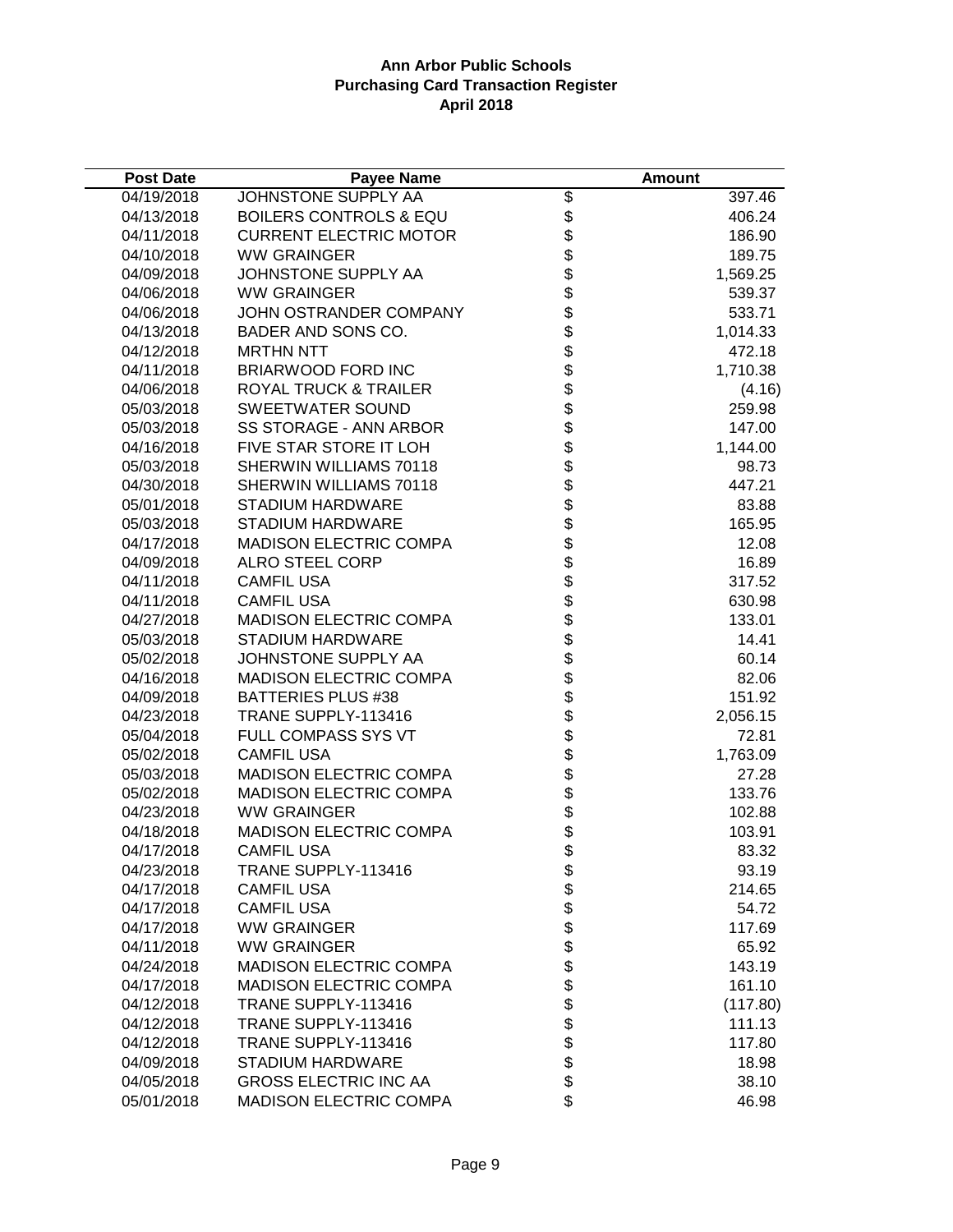**Ann Arbor Public Schools**
**Purchasing Card Transaction Register**
**April 2018**

| Post Date | Payee Name | | Amount |
|---|---|---|---|
| 04/19/2018 | JOHNSTONE SUPPLY AA | $ | 397.46 |
| 04/13/2018 | BOILERS CONTROLS & EQU | $ | 406.24 |
| 04/11/2018 | CURRENT ELECTRIC MOTOR | $ | 186.90 |
| 04/10/2018 | WW GRAINGER | $ | 189.75 |
| 04/09/2018 | JOHNSTONE SUPPLY AA | $ | 1,569.25 |
| 04/06/2018 | WW GRAINGER | $ | 539.37 |
| 04/06/2018 | JOHN OSTRANDER COMPANY | $ | 533.71 |
| 04/13/2018 | BADER AND SONS CO. | $ | 1,014.33 |
| 04/12/2018 | MRTHN NTT | $ | 472.18 |
| 04/11/2018 | BRIARWOOD FORD INC | $ | 1,710.38 |
| 04/06/2018 | ROYAL TRUCK & TRAILER | $ | (4.16) |
| 05/03/2018 | SWEETWATER SOUND | $ | 259.98 |
| 05/03/2018 | SS STORAGE - ANN ARBOR | $ | 147.00 |
| 04/16/2018 | FIVE STAR STORE IT LOH | $ | 1,144.00 |
| 05/03/2018 | SHERWIN WILLIAMS 70118 | $ | 98.73 |
| 04/30/2018 | SHERWIN WILLIAMS 70118 | $ | 447.21 |
| 05/01/2018 | STADIUM HARDWARE | $ | 83.88 |
| 05/03/2018 | STADIUM HARDWARE | $ | 165.95 |
| 04/17/2018 | MADISON ELECTRIC COMPA | $ | 12.08 |
| 04/09/2018 | ALRO STEEL CORP | $ | 16.89 |
| 04/11/2018 | CAMFIL USA | $ | 317.52 |
| 04/11/2018 | CAMFIL USA | $ | 630.98 |
| 04/27/2018 | MADISON ELECTRIC COMPA | $ | 133.01 |
| 05/03/2018 | STADIUM HARDWARE | $ | 14.41 |
| 05/02/2018 | JOHNSTONE SUPPLY AA | $ | 60.14 |
| 04/16/2018 | MADISON ELECTRIC COMPA | $ | 82.06 |
| 04/09/2018 | BATTERIES PLUS #38 | $ | 151.92 |
| 04/23/2018 | TRANE SUPPLY-113416 | $ | 2,056.15 |
| 05/04/2018 | FULL COMPASS SYS VT | $ | 72.81 |
| 05/02/2018 | CAMFIL USA | $ | 1,763.09 |
| 05/03/2018 | MADISON ELECTRIC COMPA | $ | 27.28 |
| 05/02/2018 | MADISON ELECTRIC COMPA | $ | 133.76 |
| 04/23/2018 | WW GRAINGER | $ | 102.88 |
| 04/18/2018 | MADISON ELECTRIC COMPA | $ | 103.91 |
| 04/17/2018 | CAMFIL USA | $ | 83.32 |
| 04/23/2018 | TRANE SUPPLY-113416 | $ | 93.19 |
| 04/17/2018 | CAMFIL USA | $ | 214.65 |
| 04/17/2018 | CAMFIL USA | $ | 54.72 |
| 04/17/2018 | WW GRAINGER | $ | 117.69 |
| 04/11/2018 | WW GRAINGER | $ | 65.92 |
| 04/24/2018 | MADISON ELECTRIC COMPA | $ | 143.19 |
| 04/17/2018 | MADISON ELECTRIC COMPA | $ | 161.10 |
| 04/12/2018 | TRANE SUPPLY-113416 | $ | (117.80) |
| 04/12/2018 | TRANE SUPPLY-113416 | $ | 111.13 |
| 04/12/2018 | TRANE SUPPLY-113416 | $ | 117.80 |
| 04/09/2018 | STADIUM HARDWARE | $ | 18.98 |
| 04/05/2018 | GROSS ELECTRIC INC AA | $ | 38.10 |
| 05/01/2018 | MADISON ELECTRIC COMPA | $ | 46.98 |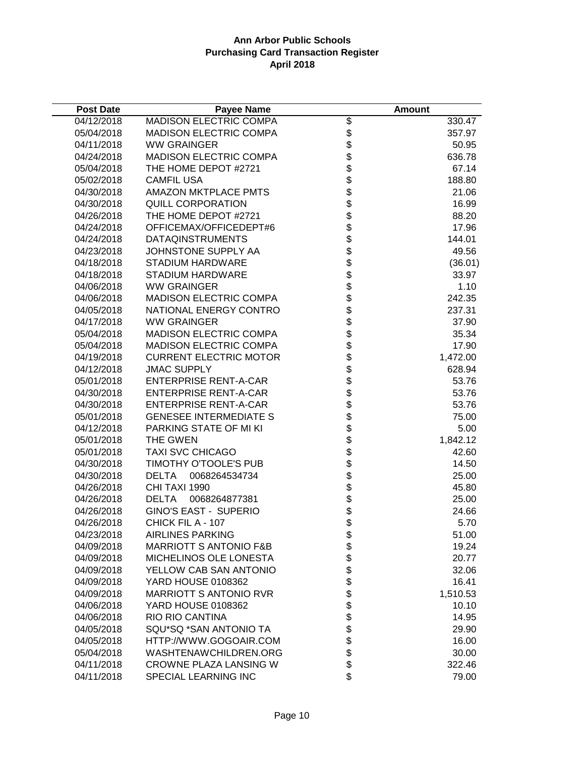**Ann Arbor Public Schools**
**Purchasing Card Transaction Register**
**April 2018**

| Post Date | Payee Name | Amount |
|---|---|---|
| 04/12/2018 | MADISON ELECTRIC COMPA | $ 330.47 |
| 05/04/2018 | MADISON ELECTRIC COMPA | $ 357.97 |
| 04/11/2018 | WW GRAINGER | $ 50.95 |
| 04/24/2018 | MADISON ELECTRIC COMPA | $ 636.78 |
| 05/04/2018 | THE HOME DEPOT #2721 | $ 67.14 |
| 05/02/2018 | CAMFIL USA | $ 188.80 |
| 04/30/2018 | AMAZON MKTPLACE PMTS | $ 21.06 |
| 04/30/2018 | QUILL CORPORATION | $ 16.99 |
| 04/26/2018 | THE HOME DEPOT #2721 | $ 88.20 |
| 04/24/2018 | OFFICEMAX/OFFICEDEPT#6 | $ 17.96 |
| 04/24/2018 | DATAQINSTRUMENTS | $ 144.01 |
| 04/23/2018 | JOHNSTONE SUPPLY AA | $ 49.56 |
| 04/18/2018 | STADIUM HARDWARE | $ (36.01) |
| 04/18/2018 | STADIUM HARDWARE | $ 33.97 |
| 04/06/2018 | WW GRAINGER | $ 1.10 |
| 04/06/2018 | MADISON ELECTRIC COMPA | $ 242.35 |
| 04/05/2018 | NATIONAL ENERGY CONTRO | $ 237.31 |
| 04/17/2018 | WW GRAINGER | $ 37.90 |
| 05/04/2018 | MADISON ELECTRIC COMPA | $ 35.34 |
| 05/04/2018 | MADISON ELECTRIC COMPA | $ 17.90 |
| 04/19/2018 | CURRENT ELECTRIC MOTOR | $ 1,472.00 |
| 04/12/2018 | JMAC SUPPLY | $ 628.94 |
| 05/01/2018 | ENTERPRISE RENT-A-CAR | $ 53.76 |
| 04/30/2018 | ENTERPRISE RENT-A-CAR | $ 53.76 |
| 04/30/2018 | ENTERPRISE RENT-A-CAR | $ 53.76 |
| 05/01/2018 | GENESEE INTERMEDIATE S | $ 75.00 |
| 04/12/2018 | PARKING STATE OF MI KI | $ 5.00 |
| 05/01/2018 | THE GWEN | $ 1,842.12 |
| 05/01/2018 | TAXI SVC CHICAGO | $ 42.60 |
| 04/30/2018 | TIMOTHY O'TOOLE'S PUB | $ 14.50 |
| 04/30/2018 | DELTA 0068264534734 | $ 25.00 |
| 04/26/2018 | CHI TAXI 1990 | $ 45.80 |
| 04/26/2018 | DELTA 0068264877381 | $ 25.00 |
| 04/26/2018 | GINO'S EAST - SUPERIO | $ 24.66 |
| 04/26/2018 | CHICK FIL A - 107 | $ 5.70 |
| 04/23/2018 | AIRLINES PARKING | $ 51.00 |
| 04/09/2018 | MARRIOTT S ANTONIO F&B | $ 19.24 |
| 04/09/2018 | MICHELINOS OLE LONESTA | $ 20.77 |
| 04/09/2018 | YELLOW CAB SAN ANTONIO | $ 32.06 |
| 04/09/2018 | YARD HOUSE 0108362 | $ 16.41 |
| 04/09/2018 | MARRIOTT S ANTONIO RVR | $ 1,510.53 |
| 04/06/2018 | YARD HOUSE 0108362 | $ 10.10 |
| 04/06/2018 | RIO RIO CANTINA | $ 14.95 |
| 04/05/2018 | SQU*SQ *SAN ANTONIO TA | $ 29.90 |
| 04/05/2018 | HTTP://WWW.GOGOAIR.COM | $ 16.00 |
| 05/04/2018 | WASHTENAWCHILDREN.ORG | $ 30.00 |
| 04/11/2018 | CROWNE PLAZA LANSING W | $ 322.46 |
| 04/11/2018 | SPECIAL LEARNING INC | $ 79.00 |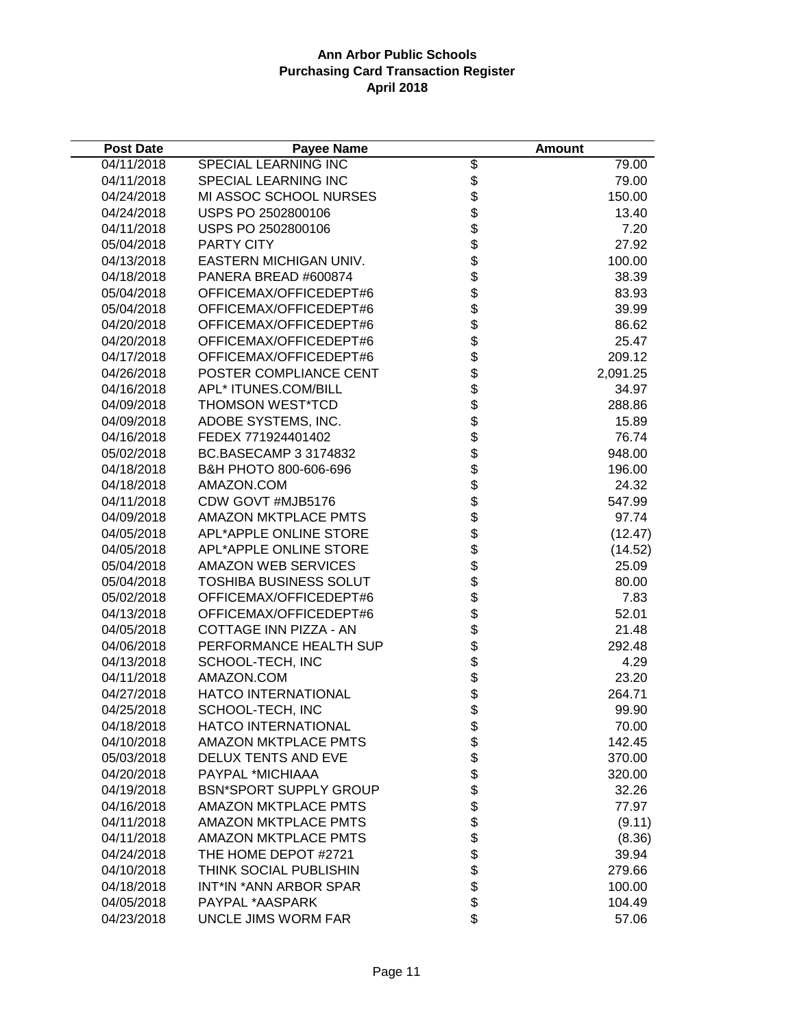**Ann Arbor Public Schools**
**Purchasing Card Transaction Register**
**April 2018**

| Post Date | Payee Name | Amount |
|---|---|---|
| 04/11/2018 | SPECIAL LEARNING INC | $ 79.00 |
| 04/11/2018 | SPECIAL LEARNING INC | $ 79.00 |
| 04/24/2018 | MI ASSOC SCHOOL NURSES | $ 150.00 |
| 04/24/2018 | USPS PO 2502800106 | $ 13.40 |
| 04/11/2018 | USPS PO 2502800106 | $ 7.20 |
| 05/04/2018 | PARTY CITY | $ 27.92 |
| 04/13/2018 | EASTERN MICHIGAN UNIV. | $ 100.00 |
| 04/18/2018 | PANERA BREAD #600874 | $ 38.39 |
| 05/04/2018 | OFFICEMAX/OFFICEDEPT#6 | $ 83.93 |
| 05/04/2018 | OFFICEMAX/OFFICEDEPT#6 | $ 39.99 |
| 04/20/2018 | OFFICEMAX/OFFICEDEPT#6 | $ 86.62 |
| 04/20/2018 | OFFICEMAX/OFFICEDEPT#6 | $ 25.47 |
| 04/17/2018 | OFFICEMAX/OFFICEDEPT#6 | $ 209.12 |
| 04/26/2018 | POSTER COMPLIANCE CENT | $ 2,091.25 |
| 04/16/2018 | APL* ITUNES.COM/BILL | $ 34.97 |
| 04/09/2018 | THOMSON WEST*TCD | $ 288.86 |
| 04/09/2018 | ADOBE SYSTEMS, INC. | $ 15.89 |
| 04/16/2018 | FEDEX 771924401402 | $ 76.74 |
| 05/02/2018 | BC.BASECAMP 3 3174832 | $ 948.00 |
| 04/18/2018 | B&H PHOTO 800-606-696 | $ 196.00 |
| 04/18/2018 | AMAZON.COM | $ 24.32 |
| 04/11/2018 | CDW GOVT #MJB5176 | $ 547.99 |
| 04/09/2018 | AMAZON MKTPLACE PMTS | $ 97.74 |
| 04/05/2018 | APL*APPLE ONLINE STORE | $ (12.47) |
| 04/05/2018 | APL*APPLE ONLINE STORE | $ (14.52) |
| 05/04/2018 | AMAZON WEB SERVICES | $ 25.09 |
| 05/04/2018 | TOSHIBA BUSINESS SOLUT | $ 80.00 |
| 05/02/2018 | OFFICEMAX/OFFICEDEPT#6 | $ 7.83 |
| 04/13/2018 | OFFICEMAX/OFFICEDEPT#6 | $ 52.01 |
| 04/05/2018 | COTTAGE INN PIZZA - AN | $ 21.48 |
| 04/06/2018 | PERFORMANCE HEALTH SUP | $ 292.48 |
| 04/13/2018 | SCHOOL-TECH, INC | $ 4.29 |
| 04/11/2018 | AMAZON.COM | $ 23.20 |
| 04/27/2018 | HATCO INTERNATIONAL | $ 264.71 |
| 04/25/2018 | SCHOOL-TECH, INC | $ 99.90 |
| 04/18/2018 | HATCO INTERNATIONAL | $ 70.00 |
| 04/10/2018 | AMAZON MKTPLACE PMTS | $ 142.45 |
| 05/03/2018 | DELUX TENTS AND EVE | $ 370.00 |
| 04/20/2018 | PAYPAL *MICHIAAA | $ 320.00 |
| 04/19/2018 | BSN*SPORT SUPPLY GROUP | $ 32.26 |
| 04/16/2018 | AMAZON MKTPLACE PMTS | $ 77.97 |
| 04/11/2018 | AMAZON MKTPLACE PMTS | $ (9.11) |
| 04/11/2018 | AMAZON MKTPLACE PMTS | $ (8.36) |
| 04/24/2018 | THE HOME DEPOT #2721 | $ 39.94 |
| 04/10/2018 | THINK SOCIAL PUBLISHIN | $ 279.66 |
| 04/18/2018 | INT*IN *ANN ARBOR SPAR | $ 100.00 |
| 04/05/2018 | PAYPAL *AASPARK | $ 104.49 |
| 04/23/2018 | UNCLE JIMS WORM FAR | $ 57.06 |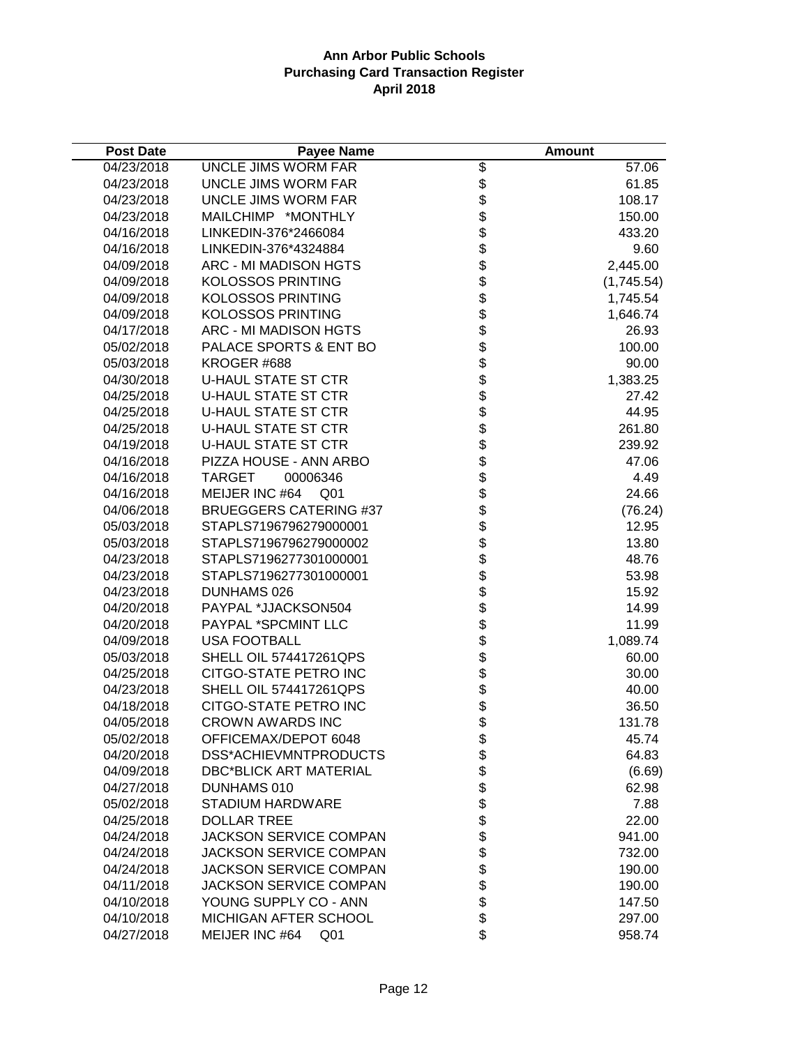**Ann Arbor Public Schools**
**Purchasing Card Transaction Register**
**April 2018**

| Post Date | Payee Name | | Amount |
|---|---|---|---|
| 04/23/2018 | UNCLE JIMS WORM FAR | $ | 57.06 |
| 04/23/2018 | UNCLE JIMS WORM FAR | $ | 61.85 |
| 04/23/2018 | UNCLE JIMS WORM FAR | $ | 108.17 |
| 04/23/2018 | MAILCHIMP *MONTHLY | $ | 150.00 |
| 04/16/2018 | LINKEDIN-376*2466084 | $ | 433.20 |
| 04/16/2018 | LINKEDIN-376*4324884 | $ | 9.60 |
| 04/09/2018 | ARC - MI MADISON HGTS | $ | 2,445.00 |
| 04/09/2018 | KOLOSSOS PRINTING | $ | (1,745.54) |
| 04/09/2018 | KOLOSSOS PRINTING | $ | 1,745.54 |
| 04/09/2018 | KOLOSSOS PRINTING | $ | 1,646.74 |
| 04/17/2018 | ARC - MI MADISON HGTS | $ | 26.93 |
| 05/02/2018 | PALACE SPORTS & ENT BO | $ | 100.00 |
| 05/03/2018 | KROGER #688 | $ | 90.00 |
| 04/30/2018 | U-HAUL STATE ST CTR | $ | 1,383.25 |
| 04/25/2018 | U-HAUL STATE ST CTR | $ | 27.42 |
| 04/25/2018 | U-HAUL STATE ST CTR | $ | 44.95 |
| 04/25/2018 | U-HAUL STATE ST CTR | $ | 261.80 |
| 04/19/2018 | U-HAUL STATE ST CTR | $ | 239.92 |
| 04/16/2018 | PIZZA HOUSE - ANN ARBO | $ | 47.06 |
| 04/16/2018 | TARGET 00006346 | $ | 4.49 |
| 04/16/2018 | MEIJER INC #64 Q01 | $ | 24.66 |
| 04/06/2018 | BRUEGGERS CATERING #37 | $ | (76.24) |
| 05/03/2018 | STAPLS7196796279000001 | $ | 12.95 |
| 05/03/2018 | STAPLS7196796279000002 | $ | 13.80 |
| 04/23/2018 | STAPLS7196277301000001 | $ | 48.76 |
| 04/23/2018 | STAPLS7196277301000001 | $ | 53.98 |
| 04/23/2018 | DUNHAMS 026 | $ | 15.92 |
| 04/20/2018 | PAYPAL *JJACKSON504 | $ | 14.99 |
| 04/20/2018 | PAYPAL *SPCMINT LLC | $ | 11.99 |
| 04/09/2018 | USA FOOTBALL | $ | 1,089.74 |
| 05/03/2018 | SHELL OIL 574417261QPS | $ | 60.00 |
| 04/25/2018 | CITGO-STATE PETRO INC | $ | 30.00 |
| 04/23/2018 | SHELL OIL 574417261QPS | $ | 40.00 |
| 04/18/2018 | CITGO-STATE PETRO INC | $ | 36.50 |
| 04/05/2018 | CROWN AWARDS INC | $ | 131.78 |
| 05/02/2018 | OFFICEMAX/DEPOT 6048 | $ | 45.74 |
| 04/20/2018 | DSS*ACHIEVMNTPRODUCTS | $ | 64.83 |
| 04/09/2018 | DBC*BLICK ART MATERIAL | $ | (6.69) |
| 04/27/2018 | DUNHAMS 010 | $ | 62.98 |
| 05/02/2018 | STADIUM HARDWARE | $ | 7.88 |
| 04/25/2018 | DOLLAR TREE | $ | 22.00 |
| 04/24/2018 | JACKSON SERVICE COMPAN | $ | 941.00 |
| 04/24/2018 | JACKSON SERVICE COMPAN | $ | 732.00 |
| 04/24/2018 | JACKSON SERVICE COMPAN | $ | 190.00 |
| 04/11/2018 | JACKSON SERVICE COMPAN | $ | 190.00 |
| 04/10/2018 | YOUNG SUPPLY CO - ANN | $ | 147.50 |
| 04/10/2018 | MICHIGAN AFTER SCHOOL | $ | 297.00 |
| 04/27/2018 | MEIJER INC #64 Q01 | $ | 958.74 |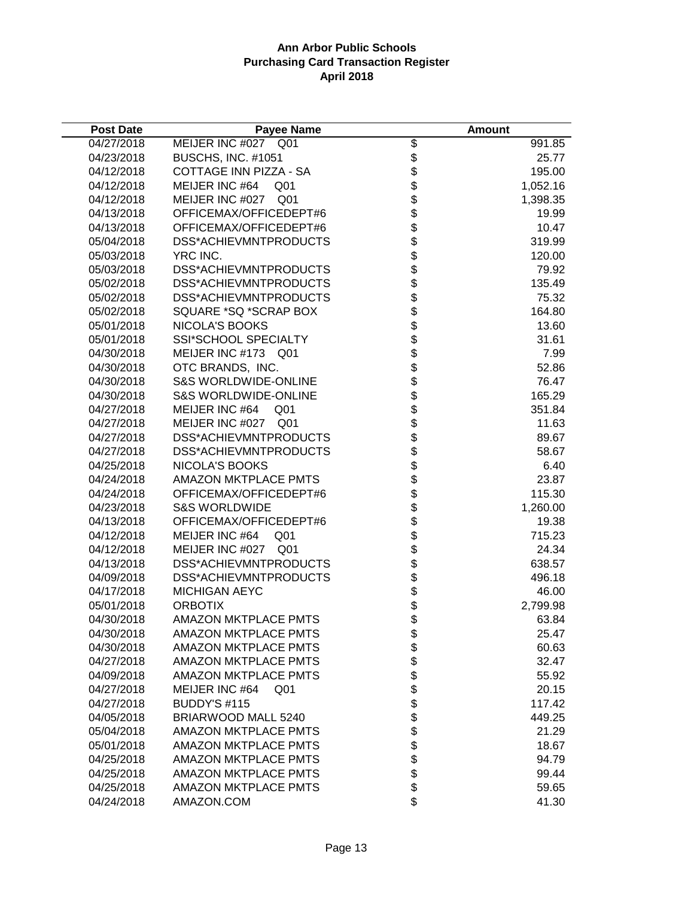**Ann Arbor Public Schools**
**Purchasing Card Transaction Register**
**April 2018**

| Post Date | Payee Name | | Amount |
|---|---|---|---|
| 04/27/2018 | MEIJER INC #027 Q01 | $ | 991.85 |
| 04/23/2018 | BUSCHS, INC. #1051 | $ | 25.77 |
| 04/12/2018 | COTTAGE INN PIZZA - SA | $ | 195.00 |
| 04/12/2018 | MEIJER INC #64 Q01 | $ | 1,052.16 |
| 04/12/2018 | MEIJER INC #027 Q01 | $ | 1,398.35 |
| 04/13/2018 | OFFICEMAX/OFFICEDEPT#6 | $ | 19.99 |
| 04/13/2018 | OFFICEMAX/OFFICEDEPT#6 | $ | 10.47 |
| 05/04/2018 | DSS*ACHIEVMNTPRODUCTS | $ | 319.99 |
| 05/03/2018 | YRC INC. | $ | 120.00 |
| 05/03/2018 | DSS*ACHIEVMNTPRODUCTS | $ | 79.92 |
| 05/02/2018 | DSS*ACHIEVMNTPRODUCTS | $ | 135.49 |
| 05/02/2018 | DSS*ACHIEVMNTPRODUCTS | $ | 75.32 |
| 05/02/2018 | SQUARE *SQ *SCRAP BOX | $ | 164.80 |
| 05/01/2018 | NICOLA'S BOOKS | $ | 13.60 |
| 05/01/2018 | SSI*SCHOOL SPECIALTY | $ | 31.61 |
| 04/30/2018 | MEIJER INC #173 Q01 | $ | 7.99 |
| 04/30/2018 | OTC BRANDS, INC. | $ | 52.86 |
| 04/30/2018 | S&S WORLDWIDE-ONLINE | $ | 76.47 |
| 04/30/2018 | S&S WORLDWIDE-ONLINE | $ | 165.29 |
| 04/27/2018 | MEIJER INC #64 Q01 | $ | 351.84 |
| 04/27/2018 | MEIJER INC #027 Q01 | $ | 11.63 |
| 04/27/2018 | DSS*ACHIEVMNTPRODUCTS | $ | 89.67 |
| 04/27/2018 | DSS*ACHIEVMNTPRODUCTS | $ | 58.67 |
| 04/25/2018 | NICOLA'S BOOKS | $ | 6.40 |
| 04/24/2018 | AMAZON MKTPLACE PMTS | $ | 23.87 |
| 04/24/2018 | OFFICEMAX/OFFICEDEPT#6 | $ | 115.30 |
| 04/23/2018 | S&S WORLDWIDE | $ | 1,260.00 |
| 04/13/2018 | OFFICEMAX/OFFICEDEPT#6 | $ | 19.38 |
| 04/12/2018 | MEIJER INC #64 Q01 | $ | 715.23 |
| 04/12/2018 | MEIJER INC #027 Q01 | $ | 24.34 |
| 04/13/2018 | DSS*ACHIEVMNTPRODUCTS | $ | 638.57 |
| 04/09/2018 | DSS*ACHIEVMNTPRODUCTS | $ | 496.18 |
| 04/17/2018 | MICHIGAN AEYC | $ | 46.00 |
| 05/01/2018 | ORBOTIX | $ | 2,799.98 |
| 04/30/2018 | AMAZON MKTPLACE PMTS | $ | 63.84 |
| 04/30/2018 | AMAZON MKTPLACE PMTS | $ | 25.47 |
| 04/30/2018 | AMAZON MKTPLACE PMTS | $ | 60.63 |
| 04/27/2018 | AMAZON MKTPLACE PMTS | $ | 32.47 |
| 04/09/2018 | AMAZON MKTPLACE PMTS | $ | 55.92 |
| 04/27/2018 | MEIJER INC #64 Q01 | $ | 20.15 |
| 04/27/2018 | BUDDY'S #115 | $ | 117.42 |
| 04/05/2018 | BRIARWOOD MALL 5240 | $ | 449.25 |
| 05/04/2018 | AMAZON MKTPLACE PMTS | $ | 21.29 |
| 05/01/2018 | AMAZON MKTPLACE PMTS | $ | 18.67 |
| 04/25/2018 | AMAZON MKTPLACE PMTS | $ | 94.79 |
| 04/25/2018 | AMAZON MKTPLACE PMTS | $ | 99.44 |
| 04/25/2018 | AMAZON MKTPLACE PMTS | $ | 59.65 |
| 04/24/2018 | AMAZON.COM | $ | 41.30 |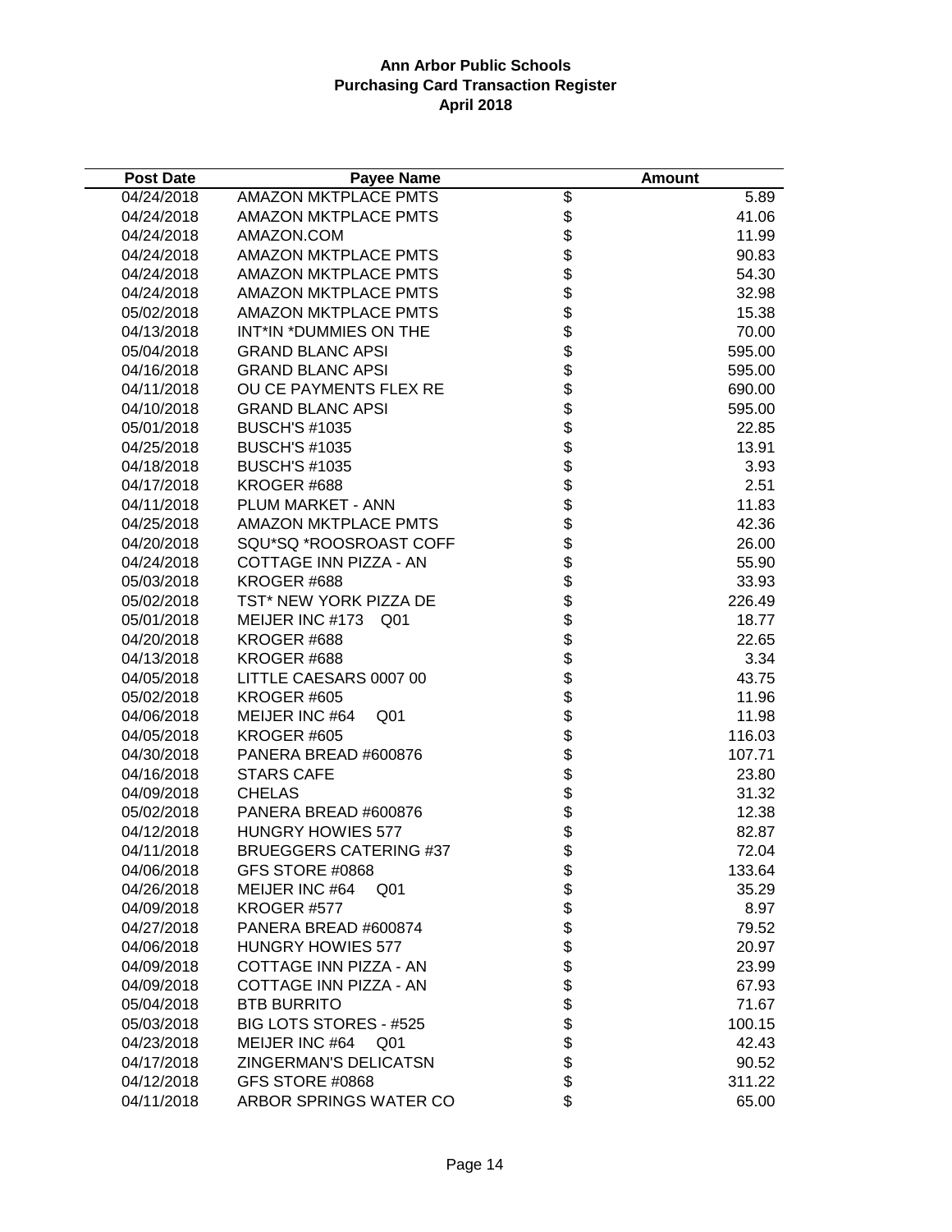# Ann Arbor Public Schools
## Purchasing Card Transaction Register
### April 2018

| Post Date | Payee Name | Amount |
|---|---|---|
| 04/24/2018 | AMAZON MKTPLACE PMTS | $ 5.89 |
| 04/24/2018 | AMAZON MKTPLACE PMTS | $ 41.06 |
| 04/24/2018 | AMAZON.COM | $ 11.99 |
| 04/24/2018 | AMAZON MKTPLACE PMTS | $ 90.83 |
| 04/24/2018 | AMAZON MKTPLACE PMTS | $ 54.30 |
| 04/24/2018 | AMAZON MKTPLACE PMTS | $ 32.98 |
| 05/02/2018 | AMAZON MKTPLACE PMTS | $ 15.38 |
| 04/13/2018 | INT*IN *DUMMIES ON THE | $ 70.00 |
| 05/04/2018 | GRAND BLANC APSI | $ 595.00 |
| 04/16/2018 | GRAND BLANC APSI | $ 595.00 |
| 04/11/2018 | OU CE PAYMENTS FLEX RE | $ 690.00 |
| 04/10/2018 | GRAND BLANC APSI | $ 595.00 |
| 05/01/2018 | BUSCH'S #1035 | $ 22.85 |
| 04/25/2018 | BUSCH'S #1035 | $ 13.91 |
| 04/18/2018 | BUSCH'S #1035 | $ 3.93 |
| 04/17/2018 | KROGER #688 | $ 2.51 |
| 04/11/2018 | PLUM MARKET - ANN | $ 11.83 |
| 04/25/2018 | AMAZON MKTPLACE PMTS | $ 42.36 |
| 04/20/2018 | SQU*SQ *ROOSROAST COFF | $ 26.00 |
| 04/24/2018 | COTTAGE INN PIZZA - AN | $ 55.90 |
| 05/03/2018 | KROGER #688 | $ 33.93 |
| 05/02/2018 | TST* NEW YORK PIZZA DE | $ 226.49 |
| 05/01/2018 | MEIJER INC #173 Q01 | $ 18.77 |
| 04/20/2018 | KROGER #688 | $ 22.65 |
| 04/13/2018 | KROGER #688 | $ 3.34 |
| 04/05/2018 | LITTLE CAESARS 0007 00 | $ 43.75 |
| 05/02/2018 | KROGER #605 | $ 11.96 |
| 04/06/2018 | MEIJER INC #64 Q01 | $ 11.98 |
| 04/05/2018 | KROGER #605 | $ 116.03 |
| 04/30/2018 | PANERA BREAD #600876 | $ 107.71 |
| 04/16/2018 | STARS CAFE | $ 23.80 |
| 04/09/2018 | CHELAS | $ 31.32 |
| 05/02/2018 | PANERA BREAD #600876 | $ 12.38 |
| 04/12/2018 | HUNGRY HOWIES 577 | $ 82.87 |
| 04/11/2018 | BRUEGGERS CATERING #37 | $ 72.04 |
| 04/06/2018 | GFS STORE #0868 | $ 133.64 |
| 04/26/2018 | MEIJER INC #64 Q01 | $ 35.29 |
| 04/09/2018 | KROGER #577 | $ 8.97 |
| 04/27/2018 | PANERA BREAD #600874 | $ 79.52 |
| 04/06/2018 | HUNGRY HOWIES 577 | $ 20.97 |
| 04/09/2018 | COTTAGE INN PIZZA - AN | $ 23.99 |
| 04/09/2018 | COTTAGE INN PIZZA - AN | $ 67.93 |
| 05/04/2018 | BTB BURRITO | $ 71.67 |
| 05/03/2018 | BIG LOTS STORES - #525 | $ 100.15 |
| 04/23/2018 | MEIJER INC #64 Q01 | $ 42.43 |
| 04/17/2018 | ZINGERMAN'S DELICATSN | $ 90.52 |
| 04/12/2018 | GFS STORE #0868 | $ 311.22 |
| 04/11/2018 | ARBOR SPRINGS WATER CO | $ 65.00 |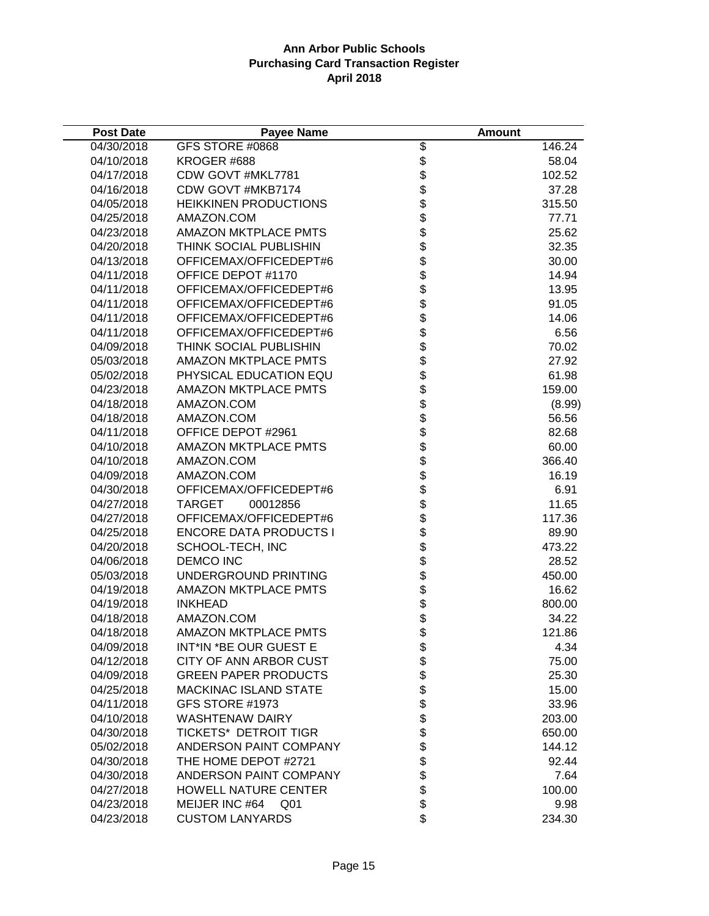# Ann Arbor Public Schools
## Purchasing Card Transaction Register
### April 2018

| Post Date | Payee Name | | Amount |
|---|---|---|---|
| 04/30/2018 | GFS STORE #0868 | $ | 146.24 |
| 04/10/2018 | KROGER #688 | $ | 58.04 |
| 04/17/2018 | CDW GOVT #MKL7781 | $ | 102.52 |
| 04/16/2018 | CDW GOVT #MKB7174 | $ | 37.28 |
| 04/05/2018 | HEIKKINEN PRODUCTIONS | $ | 315.50 |
| 04/25/2018 | AMAZON.COM | $ | 77.71 |
| 04/23/2018 | AMAZON MKTPLACE PMTS | $ | 25.62 |
| 04/20/2018 | THINK SOCIAL PUBLISHIN | $ | 32.35 |
| 04/13/2018 | OFFICEMAX/OFFICEDEPT#6 | $ | 30.00 |
| 04/11/2018 | OFFICE DEPOT #1170 | $ | 14.94 |
| 04/11/2018 | OFFICEMAX/OFFICEDEPT#6 | $ | 13.95 |
| 04/11/2018 | OFFICEMAX/OFFICEDEPT#6 | $ | 91.05 |
| 04/11/2018 | OFFICEMAX/OFFICEDEPT#6 | $ | 14.06 |
| 04/11/2018 | OFFICEMAX/OFFICEDEPT#6 | $ | 6.56 |
| 04/09/2018 | THINK SOCIAL PUBLISHIN | $ | 70.02 |
| 05/03/2018 | AMAZON MKTPLACE PMTS | $ | 27.92 |
| 05/02/2018 | PHYSICAL EDUCATION EQU | $ | 61.98 |
| 04/23/2018 | AMAZON MKTPLACE PMTS | $ | 159.00 |
| 04/18/2018 | AMAZON.COM | $ | (8.99) |
| 04/18/2018 | AMAZON.COM | $ | 56.56 |
| 04/11/2018 | OFFICE DEPOT #2961 | $ | 82.68 |
| 04/10/2018 | AMAZON MKTPLACE PMTS | $ | 60.00 |
| 04/10/2018 | AMAZON.COM | $ | 366.40 |
| 04/09/2018 | AMAZON.COM | $ | 16.19 |
| 04/30/2018 | OFFICEMAX/OFFICEDEPT#6 | $ | 6.91 |
| 04/27/2018 | TARGET 00012856 | $ | 11.65 |
| 04/27/2018 | OFFICEMAX/OFFICEDEPT#6 | $ | 117.36 |
| 04/25/2018 | ENCORE DATA PRODUCTS I | $ | 89.90 |
| 04/20/2018 | SCHOOL-TECH, INC | $ | 473.22 |
| 04/06/2018 | DEMCO INC | $ | 28.52 |
| 05/03/2018 | UNDERGROUND PRINTING | $ | 450.00 |
| 04/19/2018 | AMAZON MKTPLACE PMTS | $ | 16.62 |
| 04/19/2018 | INKHEAD | $ | 800.00 |
| 04/18/2018 | AMAZON.COM | $ | 34.22 |
| 04/18/2018 | AMAZON MKTPLACE PMTS | $ | 121.86 |
| 04/09/2018 | INT*IN *BE OUR GUEST E | $ | 4.34 |
| 04/12/2018 | CITY OF ANN ARBOR CUST | $ | 75.00 |
| 04/09/2018 | GREEN PAPER PRODUCTS | $ | 25.30 |
| 04/25/2018 | MACKINAC ISLAND STATE | $ | 15.00 |
| 04/11/2018 | GFS STORE #1973 | $ | 33.96 |
| 04/10/2018 | WASHTENAW DAIRY | $ | 203.00 |
| 04/30/2018 | TICKETS* DETROIT TIGR | $ | 650.00 |
| 05/02/2018 | ANDERSON PAINT COMPANY | $ | 144.12 |
| 04/30/2018 | THE HOME DEPOT #2721 | $ | 92.44 |
| 04/30/2018 | ANDERSON PAINT COMPANY | $ | 7.64 |
| 04/27/2018 | HOWELL NATURE CENTER | $ | 100.00 |
| 04/23/2018 | MEIJER INC #64 Q01 | $ | 9.98 |
| 04/23/2018 | CUSTOM LANYARDS | $ | 234.30 |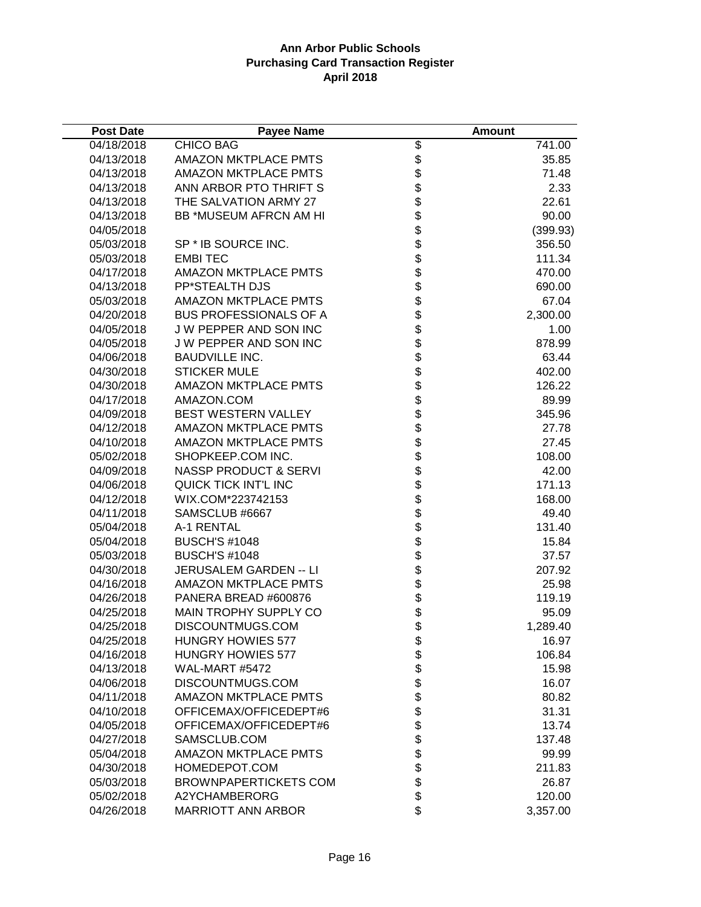**Ann Arbor Public Schools**
**Purchasing Card Transaction Register**
**April 2018**

| Post Date | Payee Name | | Amount |
|---|---|---|---|
| 04/18/2018 | CHICO BAG | $ | 741.00 |
| 04/13/2018 | AMAZON MKTPLACE PMTS | $ | 35.85 |
| 04/13/2018 | AMAZON MKTPLACE PMTS | $ | 71.48 |
| 04/13/2018 | ANN ARBOR PTO THRIFT S | $ | 2.33 |
| 04/13/2018 | THE SALVATION ARMY 27 | $ | 22.61 |
| 04/13/2018 | BB *MUSEUM AFRCN AM HI | $ | 90.00 |
| 04/05/2018 | | $ | (399.93) |
| 05/03/2018 | SP * IB SOURCE INC. | $ | 356.50 |
| 05/03/2018 | EMBI TEC | $ | 111.34 |
| 04/17/2018 | AMAZON MKTPLACE PMTS | $ | 470.00 |
| 04/13/2018 | PP*STEALTH DJS | $ | 690.00 |
| 05/03/2018 | AMAZON MKTPLACE PMTS | $ | 67.04 |
| 04/20/2018 | BUS PROFESSIONALS OF A | $ | 2,300.00 |
| 04/05/2018 | J W PEPPER AND SON INC | $ | 1.00 |
| 04/05/2018 | J W PEPPER AND SON INC | $ | 878.99 |
| 04/06/2018 | BAUDVILLE INC. | $ | 63.44 |
| 04/30/2018 | STICKER MULE | $ | 402.00 |
| 04/30/2018 | AMAZON MKTPLACE PMTS | $ | 126.22 |
| 04/17/2018 | AMAZON.COM | $ | 89.99 |
| 04/09/2018 | BEST WESTERN VALLEY | $ | 345.96 |
| 04/12/2018 | AMAZON MKTPLACE PMTS | $ | 27.78 |
| 04/10/2018 | AMAZON MKTPLACE PMTS | $ | 27.45 |
| 05/02/2018 | SHOPKEEP.COM INC. | $ | 108.00 |
| 04/09/2018 | NASSP PRODUCT & SERVI | $ | 42.00 |
| 04/06/2018 | QUICK TICK INT'L INC | $ | 171.13 |
| 04/12/2018 | WIX.COM*223742153 | $ | 168.00 |
| 04/11/2018 | SAMSCLUB #6667 | $ | 49.40 |
| 05/04/2018 | A-1 RENTAL | $ | 131.40 |
| 05/04/2018 | BUSCH'S #1048 | $ | 15.84 |
| 05/03/2018 | BUSCH'S #1048 | $ | 37.57 |
| 04/30/2018 | JERUSALEM GARDEN -- LI | $ | 207.92 |
| 04/16/2018 | AMAZON MKTPLACE PMTS | $ | 25.98 |
| 04/26/2018 | PANERA BREAD #600876 | $ | 119.19 |
| 04/25/2018 | MAIN TROPHY SUPPLY CO | $ | 95.09 |
| 04/25/2018 | DISCOUNTMUGS.COM | $ | 1,289.40 |
| 04/25/2018 | HUNGRY HOWIES 577 | $ | 16.97 |
| 04/16/2018 | HUNGRY HOWIES 577 | $ | 106.84 |
| 04/13/2018 | WAL-MART #5472 | $ | 15.98 |
| 04/06/2018 | DISCOUNTMUGS.COM | $ | 16.07 |
| 04/11/2018 | AMAZON MKTPLACE PMTS | $ | 80.82 |
| 04/10/2018 | OFFICEMAX/OFFICEDEPT#6 | $ | 31.31 |
| 04/05/2018 | OFFICEMAX/OFFICEDEPT#6 | $ | 13.74 |
| 04/27/2018 | SAMSCLUB.COM | $ | 137.48 |
| 05/04/2018 | AMAZON MKTPLACE PMTS | $ | 99.99 |
| 04/30/2018 | HOMEDEPOT.COM | $ | 211.83 |
| 05/03/2018 | BROWNPAPERTICKETS COM | $ | 26.87 |
| 05/02/2018 | A2YCHAMBERORG | $ | 120.00 |
| 04/26/2018 | MARRIOTT ANN ARBOR | $ | 3,357.00 |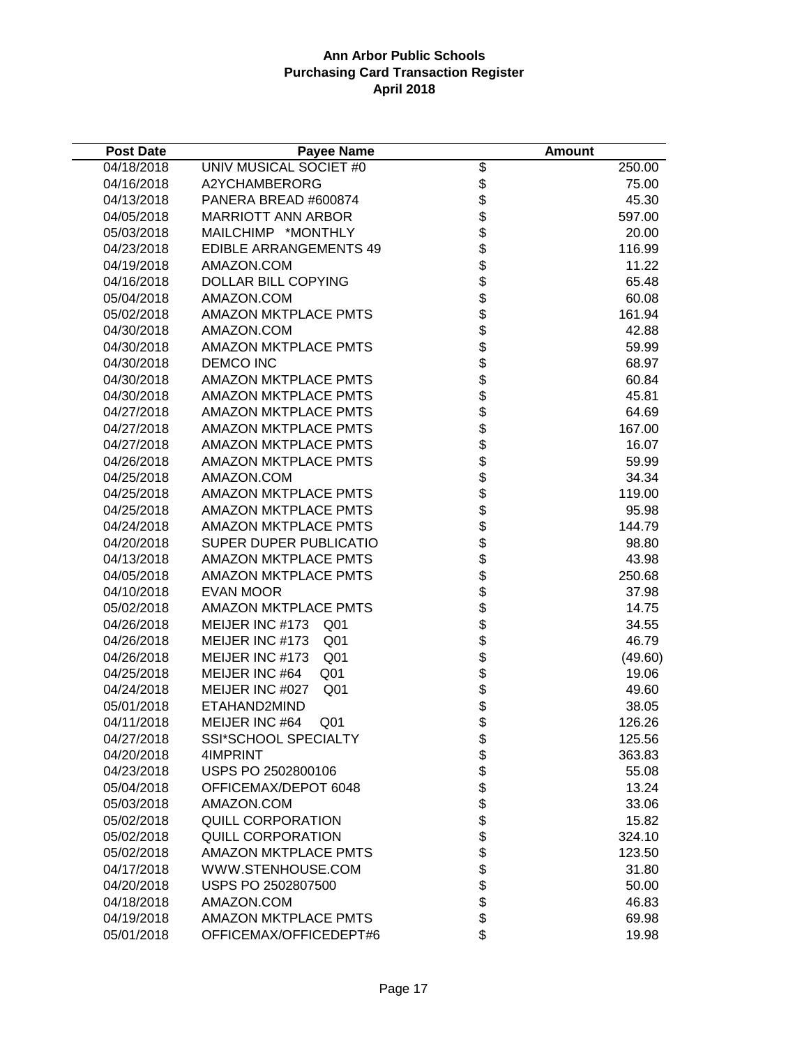**Ann Arbor Public Schools**
**Purchasing Card Transaction Register**
**April 2018**

| Post Date | Payee Name | | Amount |
|---|---|---|---|
| 04/18/2018 | UNIV MUSICAL SOCIET #0 | $ | 250.00 |
| 04/16/2018 | A2YCHAMBERORG | $ | 75.00 |
| 04/13/2018 | PANERA BREAD #600874 | $ | 45.30 |
| 04/05/2018 | MARRIOTT ANN ARBOR | $ | 597.00 |
| 05/03/2018 | MAILCHIMP *MONTHLY | $ | 20.00 |
| 04/23/2018 | EDIBLE ARRANGEMENTS 49 | $ | 116.99 |
| 04/19/2018 | AMAZON.COM | $ | 11.22 |
| 04/16/2018 | DOLLAR BILL COPYING | $ | 65.48 |
| 05/04/2018 | AMAZON.COM | $ | 60.08 |
| 05/02/2018 | AMAZON MKTPLACE PMTS | $ | 161.94 |
| 04/30/2018 | AMAZON.COM | $ | 42.88 |
| 04/30/2018 | AMAZON MKTPLACE PMTS | $ | 59.99 |
| 04/30/2018 | DEMCO INC | $ | 68.97 |
| 04/30/2018 | AMAZON MKTPLACE PMTS | $ | 60.84 |
| 04/30/2018 | AMAZON MKTPLACE PMTS | $ | 45.81 |
| 04/27/2018 | AMAZON MKTPLACE PMTS | $ | 64.69 |
| 04/27/2018 | AMAZON MKTPLACE PMTS | $ | 167.00 |
| 04/27/2018 | AMAZON MKTPLACE PMTS | $ | 16.07 |
| 04/26/2018 | AMAZON MKTPLACE PMTS | $ | 59.99 |
| 04/25/2018 | AMAZON.COM | $ | 34.34 |
| 04/25/2018 | AMAZON MKTPLACE PMTS | $ | 119.00 |
| 04/25/2018 | AMAZON MKTPLACE PMTS | $ | 95.98 |
| 04/24/2018 | AMAZON MKTPLACE PMTS | $ | 144.79 |
| 04/20/2018 | SUPER DUPER PUBLICATIO | $ | 98.80 |
| 04/13/2018 | AMAZON MKTPLACE PMTS | $ | 43.98 |
| 04/05/2018 | AMAZON MKTPLACE PMTS | $ | 250.68 |
| 04/10/2018 | EVAN MOOR | $ | 37.98 |
| 05/02/2018 | AMAZON MKTPLACE PMTS | $ | 14.75 |
| 04/26/2018 | MEIJER INC #173 Q01 | $ | 34.55 |
| 04/26/2018 | MEIJER INC #173 Q01 | $ | 46.79 |
| 04/26/2018 | MEIJER INC #173 Q01 | $ | (49.60) |
| 04/25/2018 | MEIJER INC #64 Q01 | $ | 19.06 |
| 04/24/2018 | MEIJER INC #027 Q01 | $ | 49.60 |
| 05/01/2018 | ETAHAND2MIND | $ | 38.05 |
| 04/11/2018 | MEIJER INC #64 Q01 | $ | 126.26 |
| 04/27/2018 | SSI*SCHOOL SPECIALTY | $ | 125.56 |
| 04/20/2018 | 4IMPRINT | $ | 363.83 |
| 04/23/2018 | USPS PO 2502800106 | $ | 55.08 |
| 05/04/2018 | OFFICEMAX/DEPOT 6048 | $ | 13.24 |
| 05/03/2018 | AMAZON.COM | $ | 33.06 |
| 05/02/2018 | QUILL CORPORATION | $ | 15.82 |
| 05/02/2018 | QUILL CORPORATION | $ | 324.10 |
| 05/02/2018 | AMAZON MKTPLACE PMTS | $ | 123.50 |
| 04/17/2018 | WWW.STENHOUSE.COM | $ | 31.80 |
| 04/20/2018 | USPS PO 2502807500 | $ | 50.00 |
| 04/18/2018 | AMAZON.COM | $ | 46.83 |
| 04/19/2018 | AMAZON MKTPLACE PMTS | $ | 69.98 |
| 05/01/2018 | OFFICEMAX/OFFICEDEPT#6 | $ | 19.98 |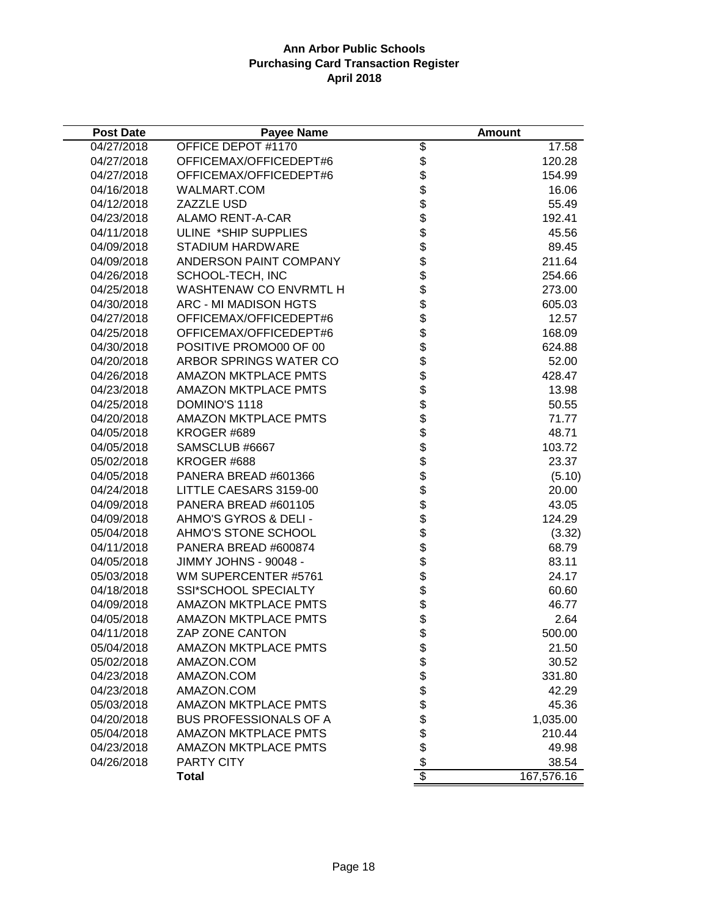**Ann Arbor Public Schools**
**Purchasing Card Transaction Register**
**April 2018**

| Post Date | Payee Name | | Amount |
|---|---|---|---|
| 04/27/2018 | OFFICE DEPOT #1170 | $ | 17.58 |
| 04/27/2018 | OFFICEMAX/OFFICEDEPT#6 | $ | 120.28 |
| 04/27/2018 | OFFICEMAX/OFFICEDEPT#6 | $ | 154.99 |
| 04/16/2018 | WALMART.COM | $ | 16.06 |
| 04/12/2018 | ZAZZLE USD | $ | 55.49 |
| 04/23/2018 | ALAMO RENT-A-CAR | $ | 192.41 |
| 04/11/2018 | ULINE *SHIP SUPPLIES | $ | 45.56 |
| 04/09/2018 | STADIUM HARDWARE | $ | 89.45 |
| 04/09/2018 | ANDERSON PAINT COMPANY | $ | 211.64 |
| 04/26/2018 | SCHOOL-TECH, INC | $ | 254.66 |
| 04/25/2018 | WASHTENAW CO ENVRMTL H | $ | 273.00 |
| 04/30/2018 | ARC - MI MADISON HGTS | $ | 605.03 |
| 04/27/2018 | OFFICEMAX/OFFICEDEPT#6 | $ | 12.57 |
| 04/25/2018 | OFFICEMAX/OFFICEDEPT#6 | $ | 168.09 |
| 04/30/2018 | POSITIVE PROMO00 OF 00 | $ | 624.88 |
| 04/20/2018 | ARBOR SPRINGS WATER CO | $ | 52.00 |
| 04/26/2018 | AMAZON MKTPLACE PMTS | $ | 428.47 |
| 04/23/2018 | AMAZON MKTPLACE PMTS | $ | 13.98 |
| 04/25/2018 | DOMINO'S 1118 | $ | 50.55 |
| 04/20/2018 | AMAZON MKTPLACE PMTS | $ | 71.77 |
| 04/05/2018 | KROGER #689 | $ | 48.71 |
| 04/05/2018 | SAMSCLUB #6667 | $ | 103.72 |
| 05/02/2018 | KROGER #688 | $ | 23.37 |
| 04/05/2018 | PANERA BREAD #601366 | $ | (5.10) |
| 04/24/2018 | LITTLE CAESARS 3159-00 | $ | 20.00 |
| 04/09/2018 | PANERA BREAD #601105 | $ | 43.05 |
| 04/09/2018 | AHMO'S GYROS & DELI - | $ | 124.29 |
| 05/04/2018 | AHMO'S STONE SCHOOL | $ | (3.32) |
| 04/11/2018 | PANERA BREAD #600874 | $ | 68.79 |
| 04/05/2018 | JIMMY JOHNS - 90048 - | $ | 83.11 |
| 05/03/2018 | WM SUPERCENTER #5761 | $ | 24.17 |
| 04/18/2018 | SSI*SCHOOL SPECIALTY | $ | 60.60 |
| 04/09/2018 | AMAZON MKTPLACE PMTS | $ | 46.77 |
| 04/05/2018 | AMAZON MKTPLACE PMTS | $ | 2.64 |
| 04/11/2018 | ZAP ZONE CANTON | $ | 500.00 |
| 05/04/2018 | AMAZON MKTPLACE PMTS | $ | 21.50 |
| 05/02/2018 | AMAZON.COM | $ | 30.52 |
| 04/23/2018 | AMAZON.COM | $ | 331.80 |
| 04/23/2018 | AMAZON.COM | $ | 42.29 |
| 05/03/2018 | AMAZON MKTPLACE PMTS | $ | 45.36 |
| 04/20/2018 | BUS PROFESSIONALS OF A | $ | 1,035.00 |
| 05/04/2018 | AMAZON MKTPLACE PMTS | $ | 210.44 |
| 04/23/2018 | AMAZON MKTPLACE PMTS | $ | 49.98 |
| 04/26/2018 | PARTY CITY | $ | 38.54 |
| | **Total** | $ | 167,576.16 |